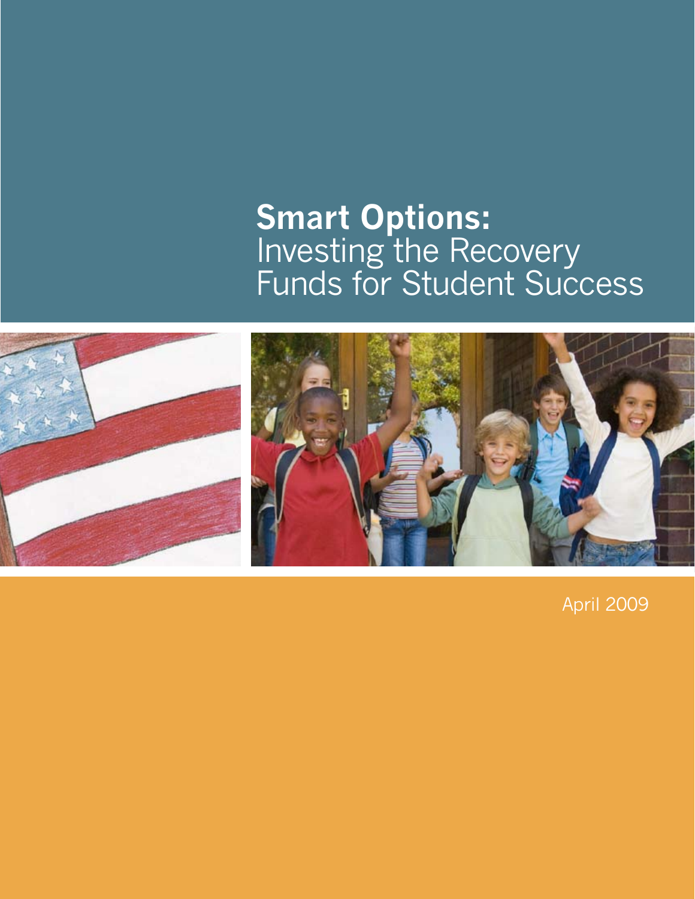# **Smart Options:** Investing the Recovery Funds for Student Success

April 2009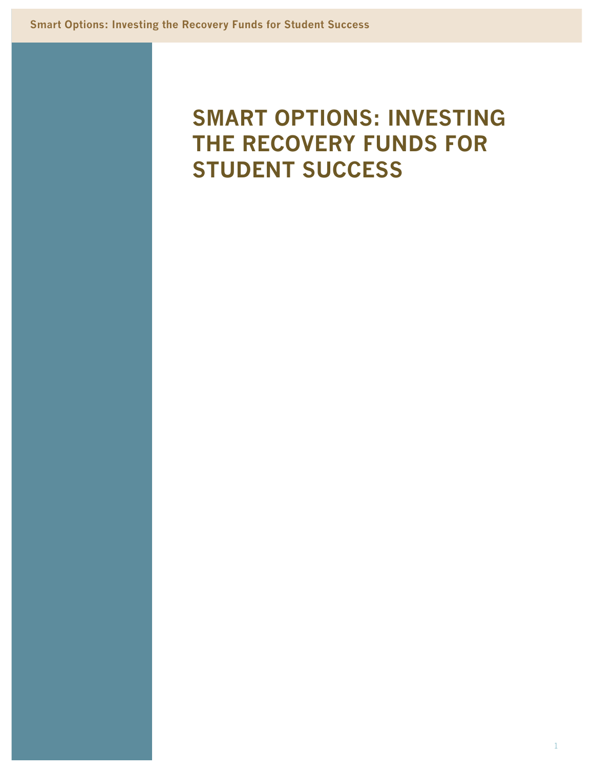# SMART OPTIONS: INVESTING THE RECOVERY FUNDS FOR STUDENT SUCCESS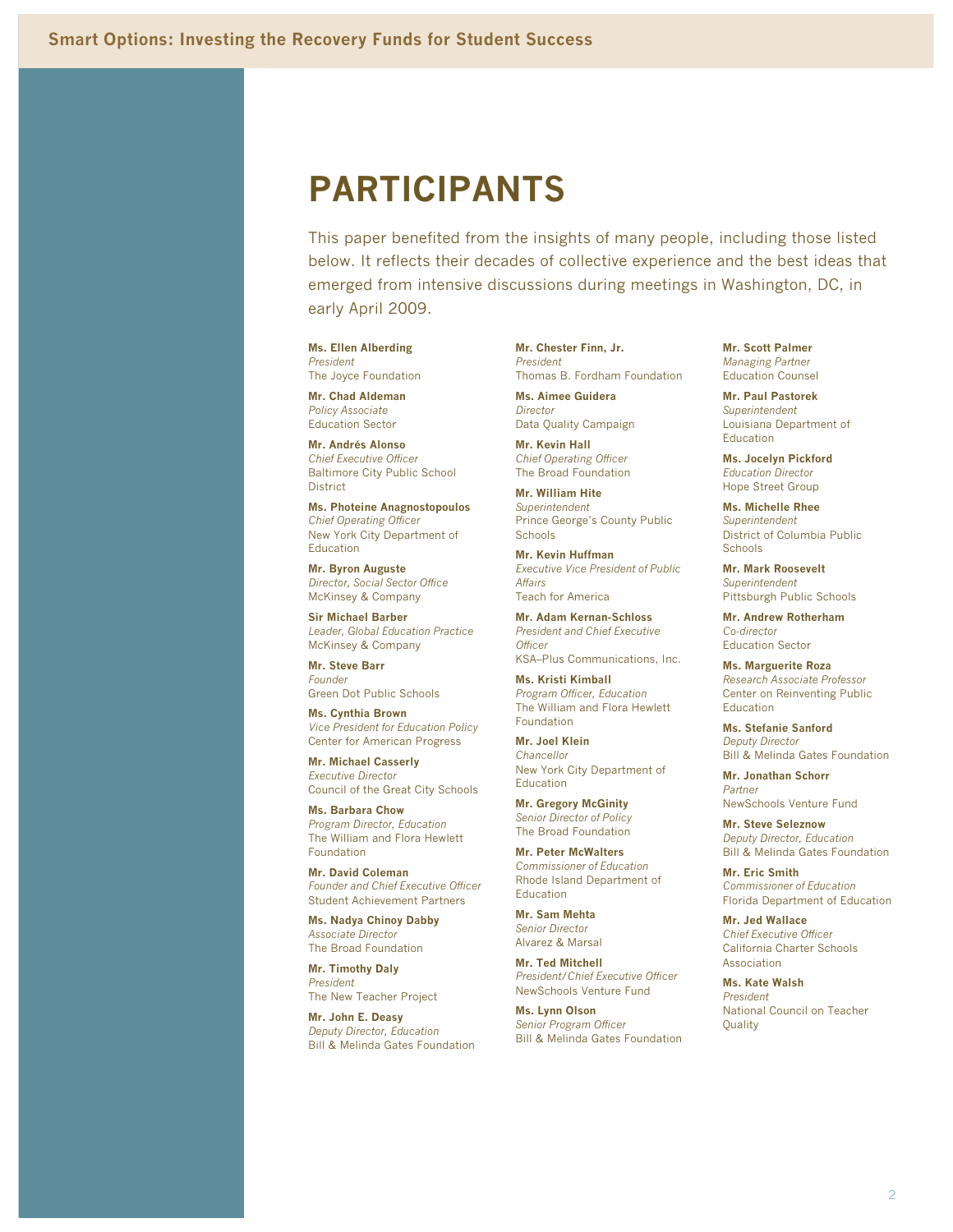# PARTICIPANTS

This paper benefited from the insights of many people, including those listed below. It reflects their decades of collective experience and the best ideas that emerged from intensive discussions during meetings in Washington, DC, in early April 2009.

**Ms. Ellen Alberding**
*President*
The Joyce Foundation

**Mr. Chad Aldeman**
*Policy Associate*
Education Sector

**Mr. Andrés Alonso**
*Chief Executive Officer*
Baltimore City Public School District

**Ms. Photeine Anagnostopoulos**
*Chief Operating Officer*
New York City Department of Education

**Mr. Byron Auguste**
*Director, Social Sector Office*
McKinsey & Company

**Sir Michael Barber**
*Leader, Global Education Practice*
McKinsey & Company

**Mr. Steve Barr**
*Founder*
Green Dot Public Schools

**Ms. Cynthia Brown**
*Vice President for Education Policy*
Center for American Progress

**Mr. Michael Casserly**
*Executive Director*
Council of the Great City Schools

**Ms. Barbara Chow**
*Program Director, Education*
The William and Flora Hewlett Foundation

**Mr. David Coleman**
*Founder and Chief Executive Officer*
Student Achievement Partners

**Ms. Nadya Chinoy Dabby**
*Associate Director*
The Broad Foundation

**Mr. Timothy Daly**
*President*
The New Teacher Project

**Mr. John E. Deasy**
*Deputy Director, Education*
Bill & Melinda Gates Foundation

**Mr. Chester Finn, Jr.**
*President*
Thomas B. Fordham Foundation

**Ms. Aimee Guidera**
*Director*
Data Quality Campaign

**Mr. Kevin Hall**
*Chief Operating Officer*
The Broad Foundation

**Mr. William Hite**
*Superintendent*
Prince George's County Public Schools

**Mr. Kevin Huffman**
*Executive Vice President of Public Affairs*
Teach for America

**Mr. Adam Kernan-Schloss**
*President and Chief Executive Officer*
KSA–Plus Communications, Inc.

**Ms. Kristi Kimball**
*Program Officer, Education*
The William and Flora Hewlett Foundation

**Mr. Joel Klein**
*Chancellor*
New York City Department of Education

**Mr. Gregory McGinity**
*Senior Director of Policy*
The Broad Foundation

**Mr. Peter McWalters**
*Commissioner of Education*
Rhode Island Department of Education

**Mr. Sam Mehta**
*Senior Director*
Alvarez & Marsal

**Mr. Ted Mitchell**
*President/Chief Executive Officer*
NewSchools Venture Fund

**Ms. Lynn Olson**
*Senior Program Officer*
Bill & Melinda Gates Foundation

**Mr. Scott Palmer**
*Managing Partner*
Education Counsel

**Mr. Paul Pastorek**
*Superintendent*
Louisiana Department of Education

**Ms. Jocelyn Pickford**
*Education Director*
Hope Street Group

**Ms. Michelle Rhee**
*Superintendent*
District of Columbia Public Schools

**Mr. Mark Roosevelt**
*Superintendent*
Pittsburgh Public Schools

**Mr. Andrew Rotherham**
*Co-director*
Education Sector

**Ms. Marguerite Roza**
*Research Associate Professor*
Center on Reinventing Public Education

**Ms. Stefanie Sanford**
*Deputy Director*
Bill & Melinda Gates Foundation

**Mr. Jonathan Schorr**
*Partner*
NewSchools Venture Fund

**Mr. Steve Seleznow**
*Deputy Director, Education*
Bill & Melinda Gates Foundation

**Mr. Eric Smith**
*Commissioner of Education*
Florida Department of Education

**Mr. Jed Wallace**
*Chief Executive Officer*
California Charter Schools Association

**Ms. Kate Walsh**
*President*
National Council on Teacher Quality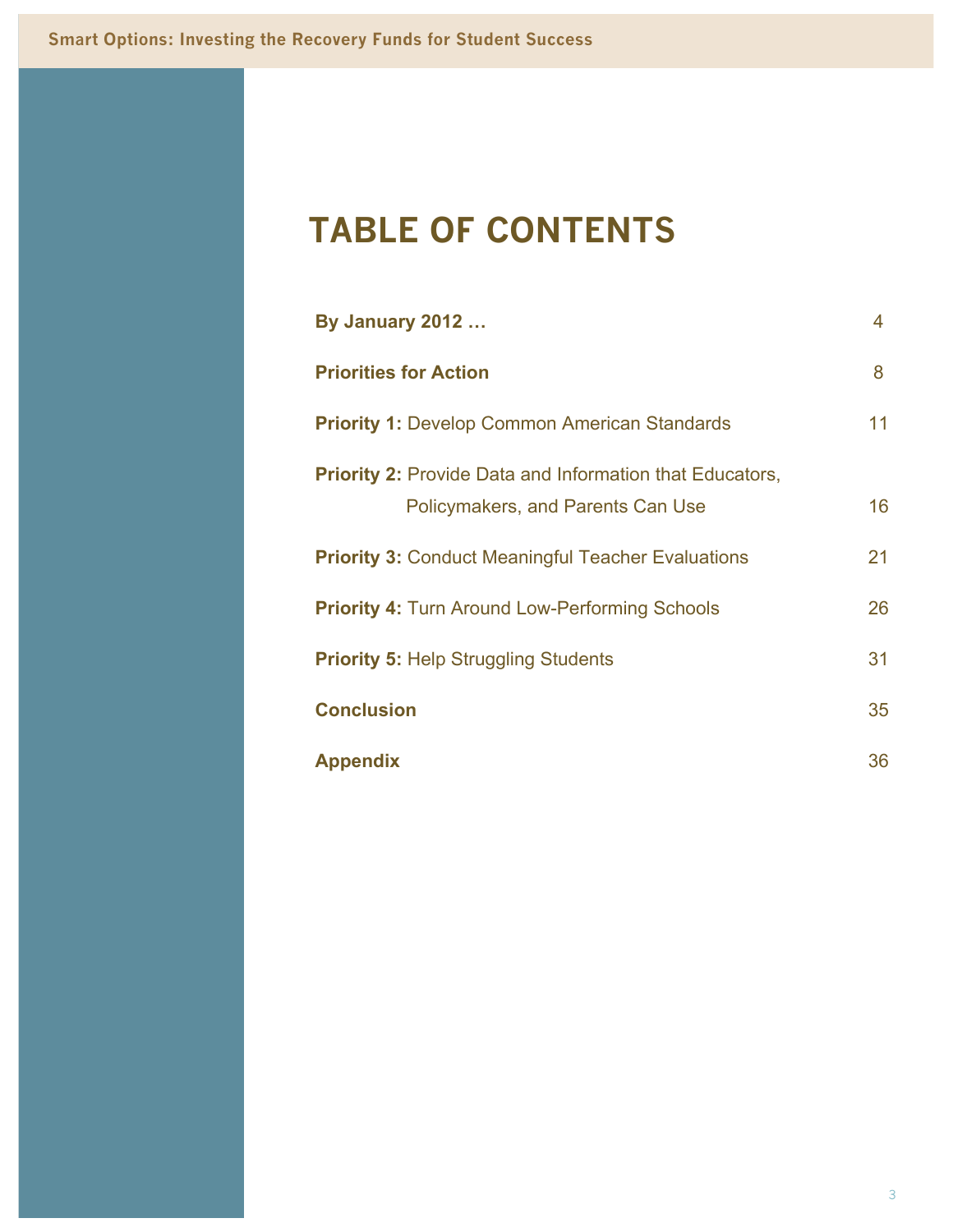# TABLE OF CONTENTS

| | |
|---|---|
| **By January 2012 …** | 4 |
| **Priorities for Action** | 8 |
| **Priority 1:** Develop Common American Standards | 11 |
| **Priority 2:** Provide Data and Information that Educators, Policymakers, and Parents Can Use | 16 |
| **Priority 3:** Conduct Meaningful Teacher Evaluations | 21 |
| **Priority 4:** Turn Around Low-Performing Schools | 26 |
| **Priority 5:** Help Struggling Students | 31 |
| **Conclusion** | 35 |
| **Appendix** | 36 |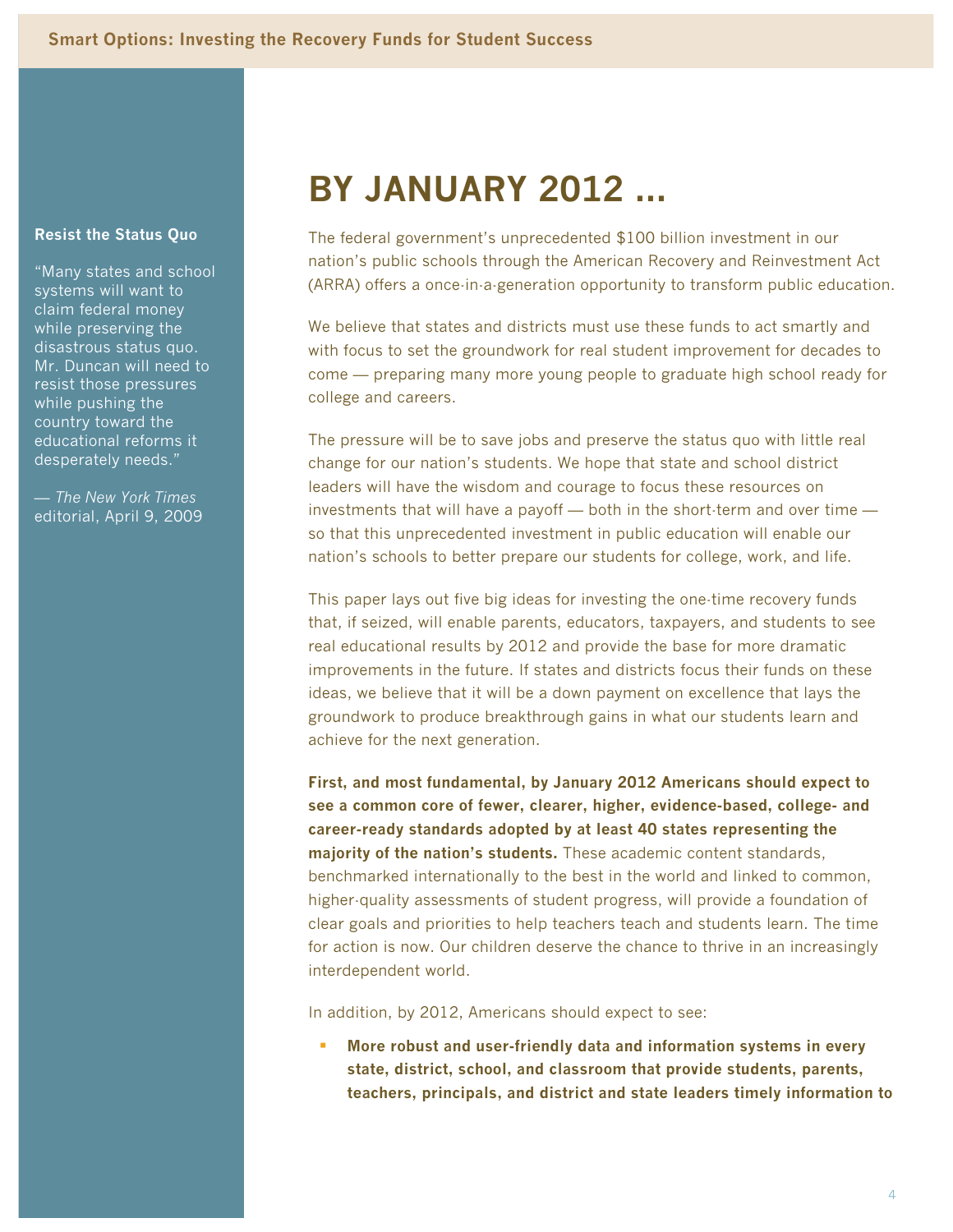## Resist the Status Quo

"Many states and school systems will want to claim federal money while preserving the disastrous status quo. Mr. Duncan will need to resist those pressures while pushing the country toward the educational reforms it desperately needs."

— *The New York Times* editorial, April 9, 2009

# BY JANUARY 2012 ...

The federal government's unprecedented $100 billion investment in our nation's public schools through the American Recovery and Reinvestment Act (ARRA) offers a once-in-a-generation opportunity to transform public education.

We believe that states and districts must use these funds to act smartly and with focus to set the groundwork for real student improvement for decades to come — preparing many more young people to graduate high school ready for college and careers.

The pressure will be to save jobs and preserve the status quo with little real change for our nation's students. We hope that state and school district leaders will have the wisdom and courage to focus these resources on investments that will have a payoff — both in the short-term and over time — so that this unprecedented investment in public education will enable our nation's schools to better prepare our students for college, work, and life.

This paper lays out five big ideas for investing the one-time recovery funds that, if seized, will enable parents, educators, taxpayers, and students to see real educational results by 2012 and provide the base for more dramatic improvements in the future. If states and districts focus their funds on these ideas, we believe that it will be a down payment on excellence that lays the groundwork to produce breakthrough gains in what our students learn and achieve for the next generation.

**First, and most fundamental, by January 2012 Americans should expect to see a common core of fewer, clearer, higher, evidence-based, college- and career-ready standards adopted by at least 40 states representing the majority of the nation's students.** These academic content standards, benchmarked internationally to the best in the world and linked to common, higher-quality assessments of student progress, will provide a foundation of clear goals and priorities to help teachers teach and students learn. The time for action is now. Our children deserve the chance to thrive in an increasingly interdependent world.

In addition, by 2012, Americans should expect to see:

- **More robust and user-friendly data and information systems in every state, district, school, and classroom that provide students, parents, teachers, principals, and district and state leaders timely information to**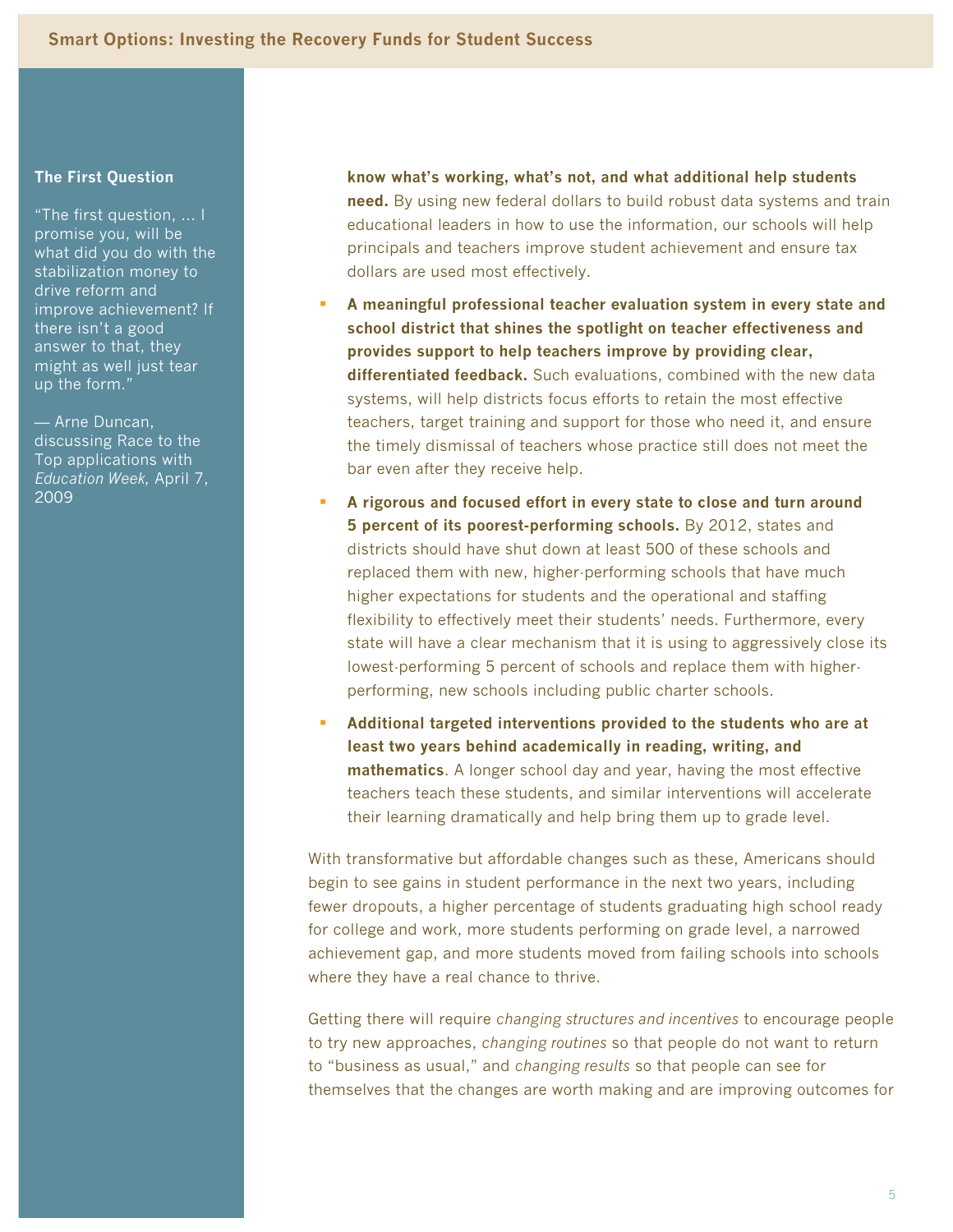### The First Question

"The first question, … I promise you, will be what did you do with the stabilization money to drive reform and improve achievement? If there isn't a good answer to that, they might as well just tear up the form."

— Arne Duncan, discussing Race to the Top applications with *Education Week,* April 7, 2009

**know what's working, what's not, and what additional help students need.** By using new federal dollars to build robust data systems and train educational leaders in how to use the information, our schools will help principals and teachers improve student achievement and ensure tax dollars are used most effectively.

- **A meaningful professional teacher evaluation system in every state and school district that shines the spotlight on teacher effectiveness and provides support to help teachers improve by providing clear, differentiated feedback.** Such evaluations, combined with the new data systems, will help districts focus efforts to retain the most effective teachers, target training and support for those who need it, and ensure the timely dismissal of teachers whose practice still does not meet the bar even after they receive help.
- **A rigorous and focused effort in every state to close and turn around 5 percent of its poorest-performing schools.** By 2012, states and districts should have shut down at least 500 of these schools and replaced them with new, higher-performing schools that have much higher expectations for students and the operational and staffing flexibility to effectively meet their students' needs. Furthermore, every state will have a clear mechanism that it is using to aggressively close its lowest-performing 5 percent of schools and replace them with higher-performing, new schools including public charter schools.
- **Additional targeted interventions provided to the students who are at least two years behind academically in reading, writing, and mathematics**. A longer school day and year, having the most effective teachers teach these students, and similar interventions will accelerate their learning dramatically and help bring them up to grade level.

With transformative but affordable changes such as these, Americans should begin to see gains in student performance in the next two years, including fewer dropouts, a higher percentage of students graduating high school ready for college and work, more students performing on grade level, a narrowed achievement gap, and more students moved from failing schools into schools where they have a real chance to thrive.

Getting there will require *changing structures and incentives* to encourage people to try new approaches, *changing routines* so that people do not want to return to "business as usual," and *changing results* so that people can see for themselves that the changes are worth making and are improving outcomes for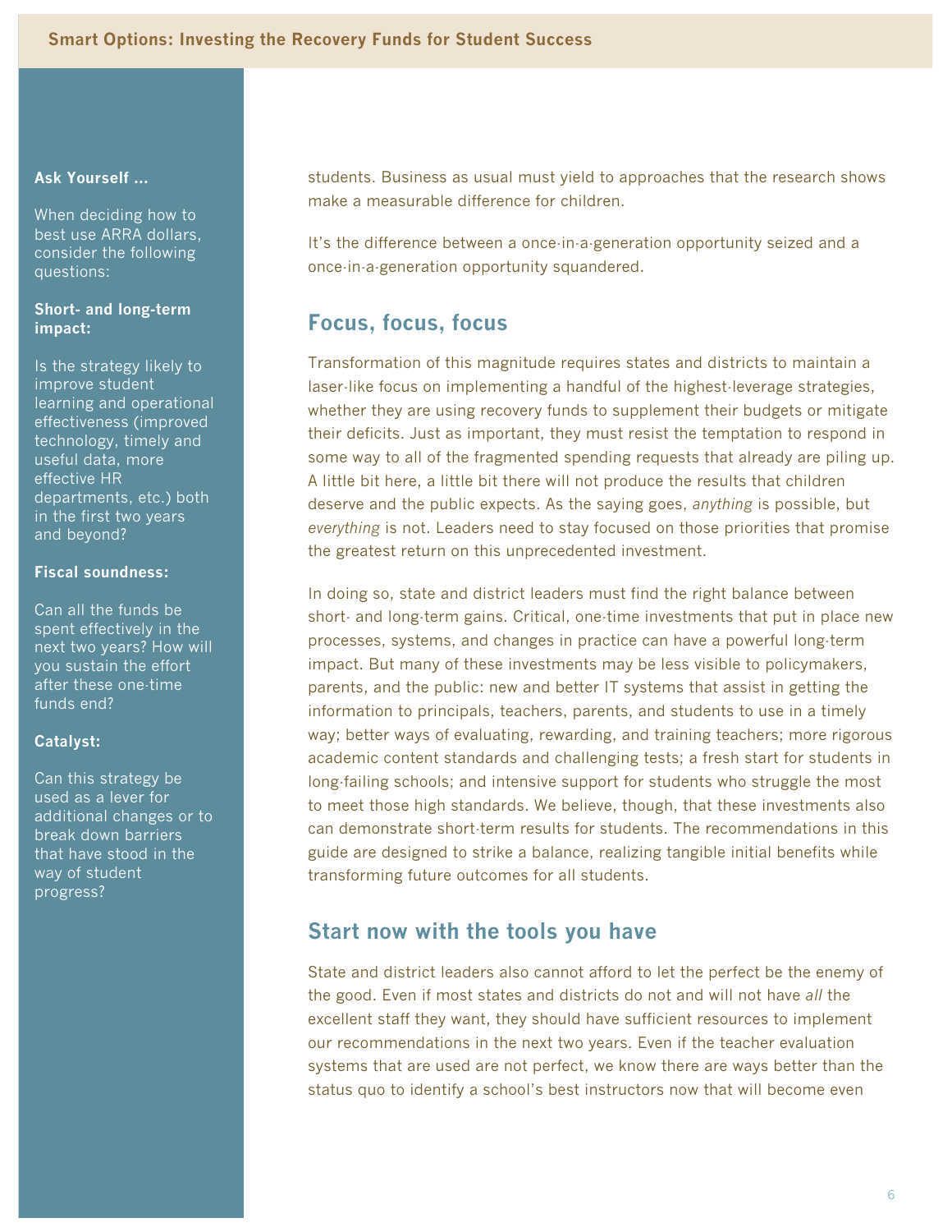**Ask Yourself ...**

When deciding how to best use ARRA dollars, consider the following questions:

**Short- and long-term impact:**

Is the strategy likely to improve student learning and operational effectiveness (improved technology, timely and useful data, more effective HR departments, etc.) both in the first two years and beyond?

**Fiscal soundness:**

Can all the funds be spent effectively in the next two years? How will you sustain the effort after these one-time funds end?

**Catalyst:**

Can this strategy be used as a lever for additional changes or to break down barriers that have stood in the way of student progress?

students. Business as usual must yield to approaches that the research shows make a measurable difference for children.

It's the difference between a once-in-a-generation opportunity seized and a once-in-a-generation opportunity squandered.

## Focus, focus, focus

Transformation of this magnitude requires states and districts to maintain a laser-like focus on implementing a handful of the highest-leverage strategies, whether they are using recovery funds to supplement their budgets or mitigate their deficits. Just as important, they must resist the temptation to respond in some way to all of the fragmented spending requests that already are piling up. A little bit here, a little bit there will not produce the results that children deserve and the public expects. As the saying goes, *anything* is possible, but *everything* is not. Leaders need to stay focused on those priorities that promise the greatest return on this unprecedented investment.

In doing so, state and district leaders must find the right balance between short- and long-term gains. Critical, one-time investments that put in place new processes, systems, and changes in practice can have a powerful long-term impact. But many of these investments may be less visible to policymakers, parents, and the public: new and better IT systems that assist in getting the information to principals, teachers, parents, and students to use in a timely way; better ways of evaluating, rewarding, and training teachers; more rigorous academic content standards and challenging tests; a fresh start for students in long-failing schools; and intensive support for students who struggle the most to meet those high standards. We believe, though, that these investments also can demonstrate short-term results for students. The recommendations in this guide are designed to strike a balance, realizing tangible initial benefits while transforming future outcomes for all students.

## Start now with the tools you have

State and district leaders also cannot afford to let the perfect be the enemy of the good. Even if most states and districts do not and will not have *all* the excellent staff they want, they should have sufficient resources to implement our recommendations in the next two years. Even if the teacher evaluation systems that are used are not perfect, we know there are ways better than the status quo to identify a school's best instructors now that will become even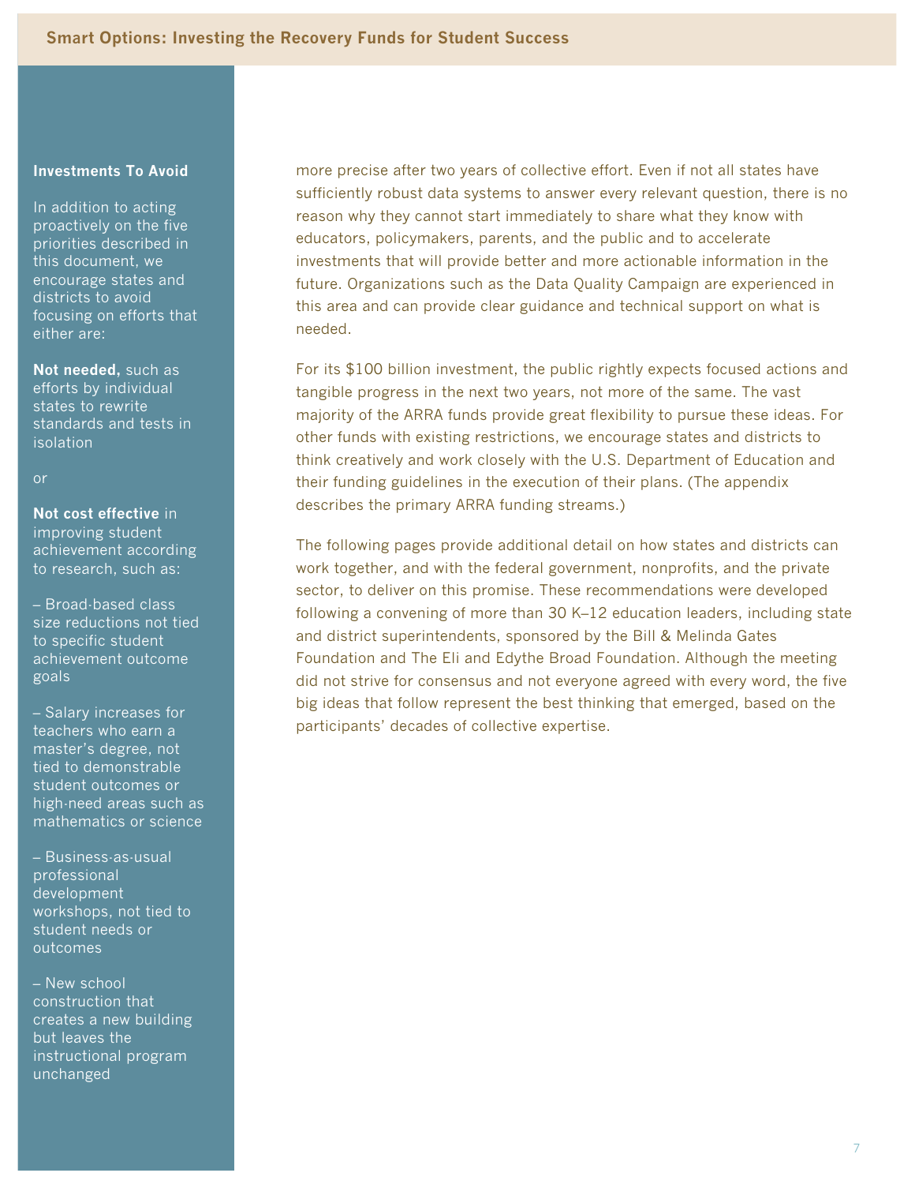more precise after two years of collective effort. Even if not all states have sufficiently robust data systems to answer every relevant question, there is no reason why they cannot start immediately to share what they know with educators, policymakers, parents, and the public and to accelerate investments that will provide better and more actionable information in the future. Organizations such as the Data Quality Campaign are experienced in this area and can provide clear guidance and technical support on what is needed.

For its $100 billion investment, the public rightly expects focused actions and tangible progress in the next two years, not more of the same. The vast majority of the ARRA funds provide great flexibility to pursue these ideas. For other funds with existing restrictions, we encourage states and districts to think creatively and work closely with the U.S. Department of Education and their funding guidelines in the execution of their plans. (The appendix describes the primary ARRA funding streams.)

The following pages provide additional detail on how states and districts can work together, and with the federal government, nonprofits, and the private sector, to deliver on this promise. These recommendations were developed following a convening of more than 30 K–12 education leaders, including state and district superintendents, sponsored by the Bill & Melinda Gates Foundation and The Eli and Edythe Broad Foundation. Although the meeting did not strive for consensus and not everyone agreed with every word, the five big ideas that follow represent the best thinking that emerged, based on the participants' decades of collective expertise.

**Investments To Avoid**

In addition to acting proactively on the five priorities described in this document, we encourage states and districts to avoid focusing on efforts that either are:

**Not needed,** such as efforts by individual states to rewrite standards and tests in isolation

or

**Not cost effective** in improving student achievement according to research, such as:

– Broad-based class size reductions not tied to specific student achievement outcome goals

– Salary increases for teachers who earn a master's degree, not tied to demonstrable student outcomes or high-need areas such as mathematics or science

– Business-as-usual professional development workshops, not tied to student needs or outcomes

– New school construction that creates a new building but leaves the instructional program unchanged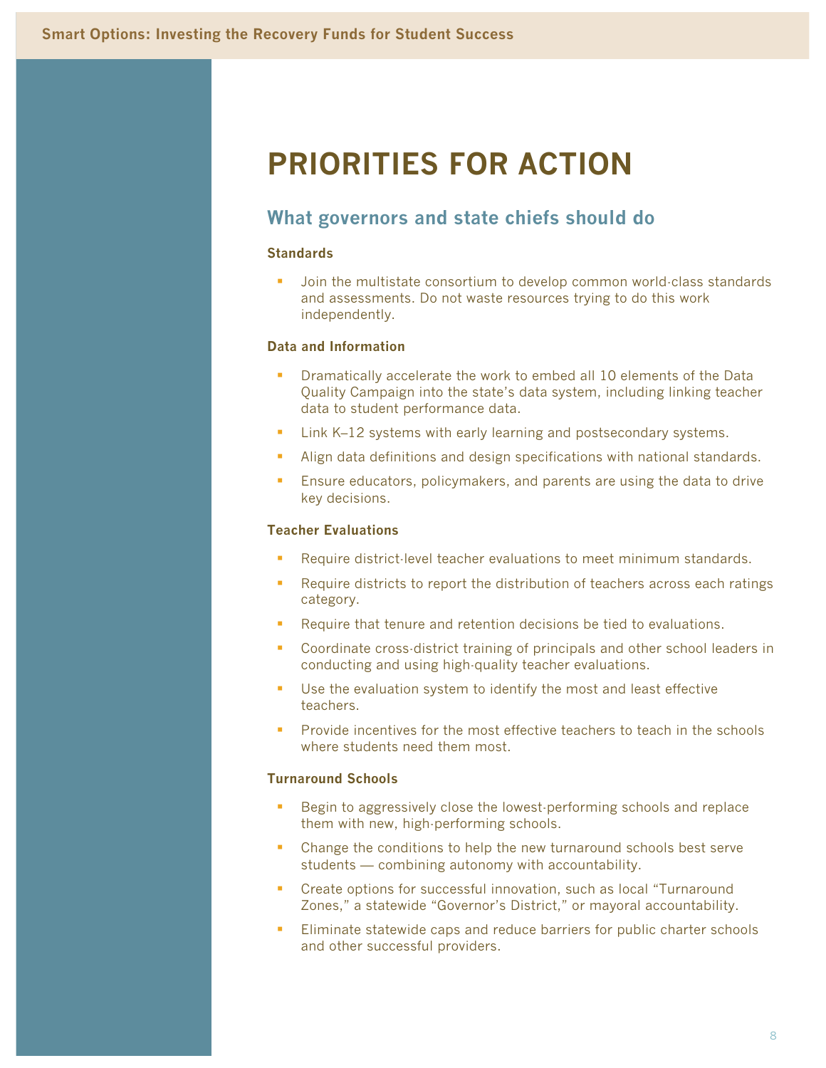# PRIORITIES FOR ACTION

## What governors and state chiefs should do

### Standards

- Join the multistate consortium to develop common world-class standards and assessments. Do not waste resources trying to do this work independently.

### Data and Information

- Dramatically accelerate the work to embed all 10 elements of the Data Quality Campaign into the state's data system, including linking teacher data to student performance data.
- Link K–12 systems with early learning and postsecondary systems.
- Align data definitions and design specifications with national standards.
- Ensure educators, policymakers, and parents are using the data to drive key decisions.

### Teacher Evaluations

- Require district-level teacher evaluations to meet minimum standards.
- Require districts to report the distribution of teachers across each ratings category.
- Require that tenure and retention decisions be tied to evaluations.
- Coordinate cross-district training of principals and other school leaders in conducting and using high-quality teacher evaluations.
- Use the evaluation system to identify the most and least effective teachers.
- Provide incentives for the most effective teachers to teach in the schools where students need them most.

### Turnaround Schools

- Begin to aggressively close the lowest-performing schools and replace them with new, high-performing schools.
- Change the conditions to help the new turnaround schools best serve students — combining autonomy with accountability.
- Create options for successful innovation, such as local "Turnaround Zones," a statewide "Governor's District," or mayoral accountability.
- Eliminate statewide caps and reduce barriers for public charter schools and other successful providers.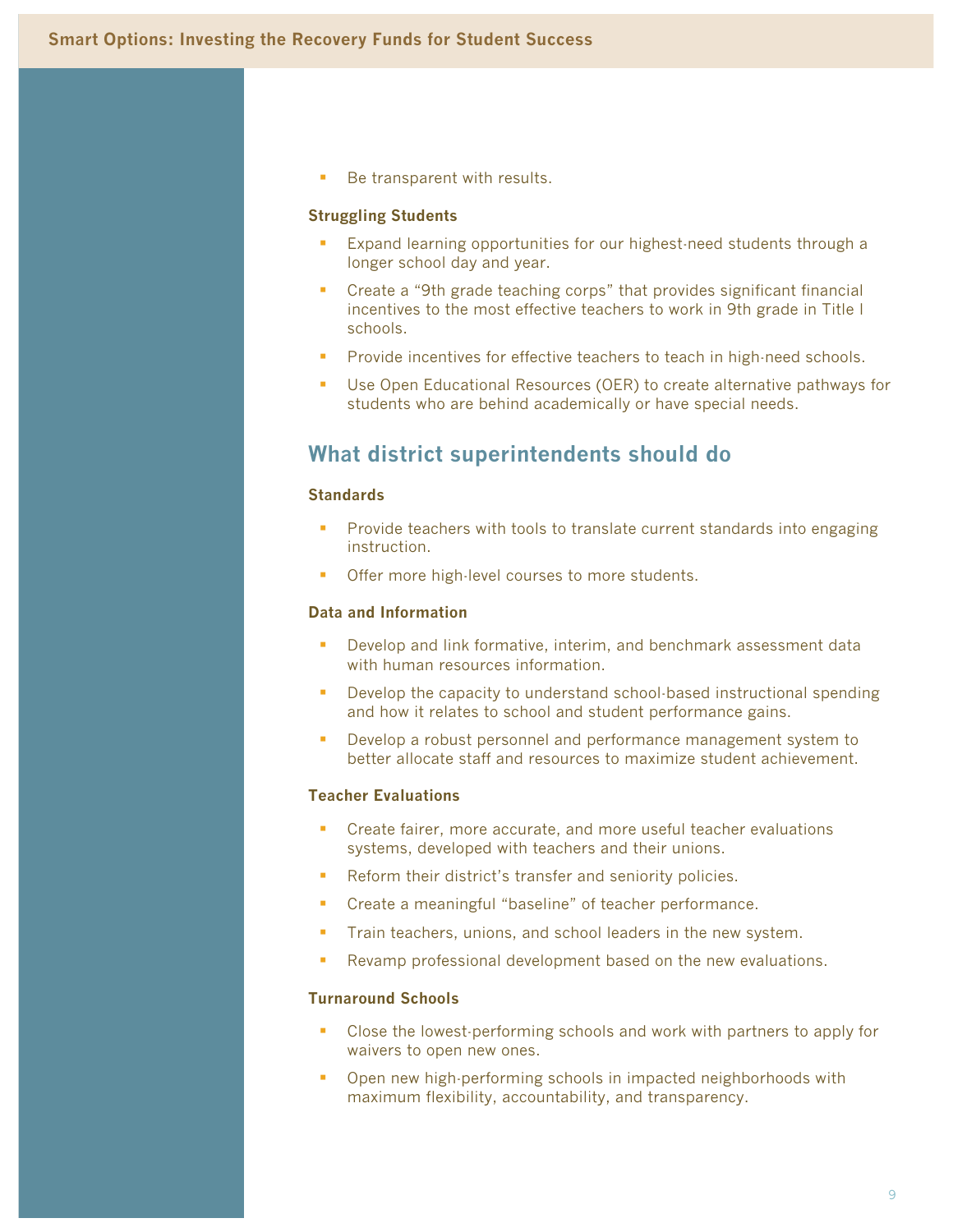- Be transparent with results.

**Struggling Students**

- Expand learning opportunities for our highest-need students through a longer school day and year.
- Create a "9th grade teaching corps" that provides significant financial incentives to the most effective teachers to work in 9th grade in Title I schools.
- Provide incentives for effective teachers to teach in high-need schools.
- Use Open Educational Resources (OER) to create alternative pathways for students who are behind academically or have special needs.

## What district superintendents should do

**Standards**

- Provide teachers with tools to translate current standards into engaging instruction.
- Offer more high-level courses to more students.

**Data and Information**

- Develop and link formative, interim, and benchmark assessment data with human resources information.
- Develop the capacity to understand school-based instructional spending and how it relates to school and student performance gains.
- Develop a robust personnel and performance management system to better allocate staff and resources to maximize student achievement.

**Teacher Evaluations**

- Create fairer, more accurate, and more useful teacher evaluations systems, developed with teachers and their unions.
- Reform their district's transfer and seniority policies.
- Create a meaningful "baseline" of teacher performance.
- Train teachers, unions, and school leaders in the new system.
- Revamp professional development based on the new evaluations.

**Turnaround Schools**

- Close the lowest-performing schools and work with partners to apply for waivers to open new ones.
- Open new high-performing schools in impacted neighborhoods with maximum flexibility, accountability, and transparency.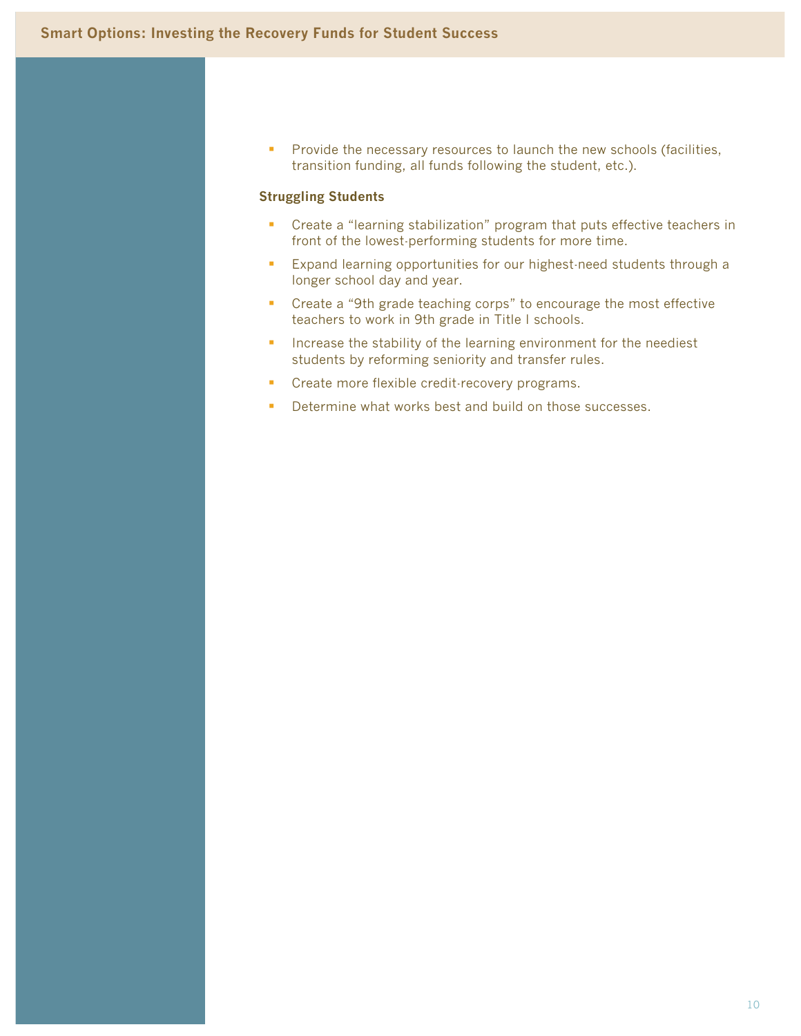- Provide the necessary resources to launch the new schools (facilities, transition funding, all funds following the student, etc.).

**Struggling Students**

- Create a "learning stabilization" program that puts effective teachers in front of the lowest-performing students for more time.
- Expand learning opportunities for our highest-need students through a longer school day and year.
- Create a "9th grade teaching corps" to encourage the most effective teachers to work in 9th grade in Title I schools.
- Increase the stability of the learning environment for the neediest students by reforming seniority and transfer rules.
- Create more flexible credit-recovery programs.
- Determine what works best and build on those successes.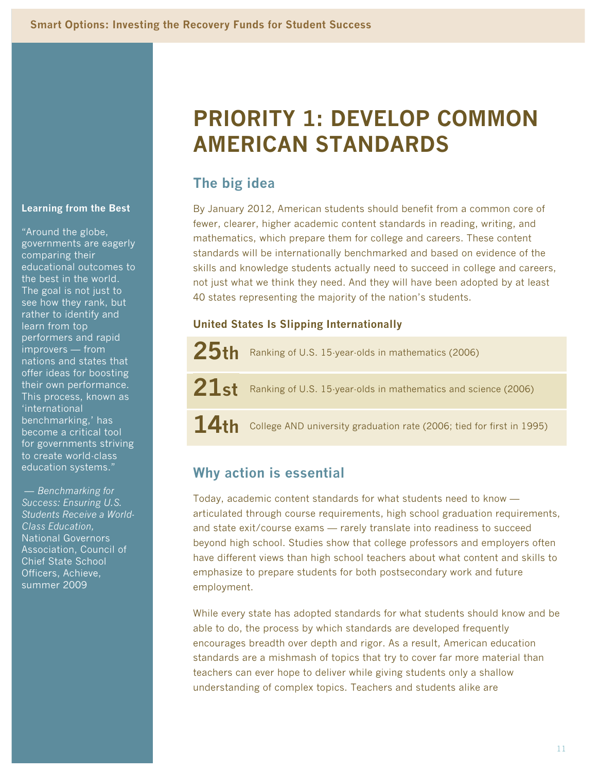# PRIORITY 1: DEVELOP COMMON AMERICAN STANDARDS

## The big idea

By January 2012, American students should benefit from a common core of fewer, clearer, higher academic content standards in reading, writing, and mathematics, which prepare them for college and careers. These content standards will be internationally benchmarked and based on evidence of the skills and knowledge students actually need to succeed in college and careers, not just what we think they need. And they will have been adopted by at least 40 states representing the majority of the nation's students.

**United States Is Slipping Internationally**

| | |
|---|---|
| **25th** | Ranking of U.S. 15-year-olds in mathematics (2006) |
| **21st** | Ranking of U.S. 15-year-olds in mathematics and science (2006) |
| **14th** | College AND university graduation rate (2006; tied for first in 1995) |

**Learning from the Best**

"Around the globe, governments are eagerly comparing their educational outcomes to the best in the world. The goal is not just to see how they rank, but rather to identify and learn from top performers and rapid improvers — from nations and states that offer ideas for boosting their own performance. This process, known as 'international benchmarking,' has become a critical tool for governments striving to create world-class education systems."

— *Benchmarking for Success: Ensuring U.S. Students Receive a World-Class Education,* National Governors Association, Council of Chief State School Officers, Achieve, summer 2009

## Why action is essential

Today, academic content standards for what students need to know — articulated through course requirements, high school graduation requirements, and state exit/course exams — rarely translate into readiness to succeed beyond high school. Studies show that college professors and employers often have different views than high school teachers about what content and skills to emphasize to prepare students for both postsecondary work and future employment.

While every state has adopted standards for what students should know and be able to do, the process by which standards are developed frequently encourages breadth over depth and rigor. As a result, American education standards are a mishmash of topics that try to cover far more material than teachers can ever hope to deliver while giving students only a shallow understanding of complex topics. Teachers and students alike are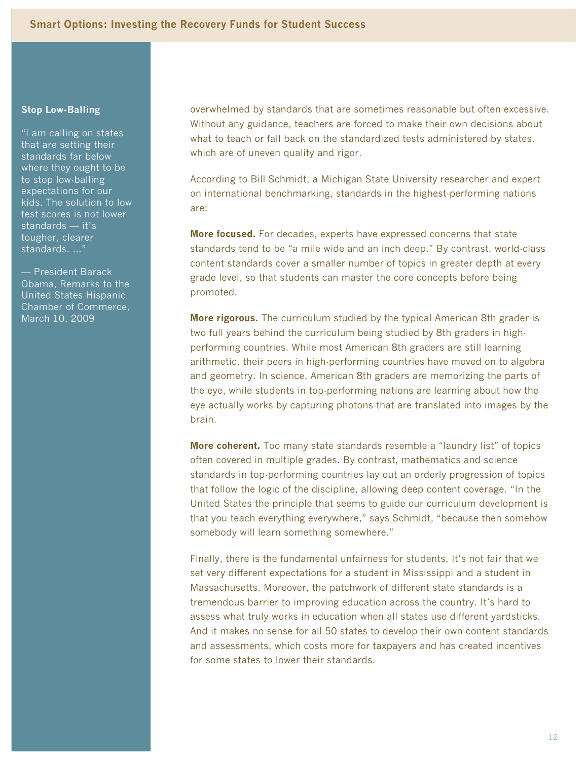### Stop Low-Balling

"I am calling on states that are setting their standards far below where they ought to be to stop low-balling expectations for our kids. The solution to low test scores is not lower standards — it's tougher, clearer standards. ..."

— President Barack Obama, Remarks to the United States Hispanic Chamber of Commerce, March 10, 2009

overwhelmed by standards that are sometimes reasonable but often excessive. Without any guidance, teachers are forced to make their own decisions about what to teach or fall back on the standardized tests administered by states, which are of uneven quality and rigor.

According to Bill Schmidt, a Michigan State University researcher and expert on international benchmarking, standards in the highest-performing nations are:

**More focused.** For decades, experts have expressed concerns that state standards tend to be "a mile wide and an inch deep." By contrast, world-class content standards cover a smaller number of topics in greater depth at every grade level, so that students can master the core concepts before being promoted.

**More rigorous.** The curriculum studied by the typical American 8th grader is two full years behind the curriculum being studied by 8th graders in high-performing countries. While most American 8th graders are still learning arithmetic, their peers in high-performing countries have moved on to algebra and geometry. In science, American 8th graders are memorizing the parts of the eye, while students in top-performing nations are learning about how the eye actually works by capturing photons that are translated into images by the brain.

**More coherent.** Too many state standards resemble a "laundry list" of topics often covered in multiple grades. By contrast, mathematics and science standards in top-performing countries lay out an orderly progression of topics that follow the logic of the discipline, allowing deep content coverage. "In the United States the principle that seems to guide our curriculum development is that you teach everything everywhere," says Schmidt, "because then somehow somebody will learn something somewhere."

Finally, there is the fundamental unfairness for students. It's not fair that we set very different expectations for a student in Mississippi and a student in Massachusetts. Moreover, the patchwork of different state standards is a tremendous barrier to improving education across the country. It's hard to assess what truly works in education when all states use different yardsticks. And it makes no sense for all 50 states to develop their own content standards and assessments, which costs more for taxpayers and has created incentives for some states to lower their standards.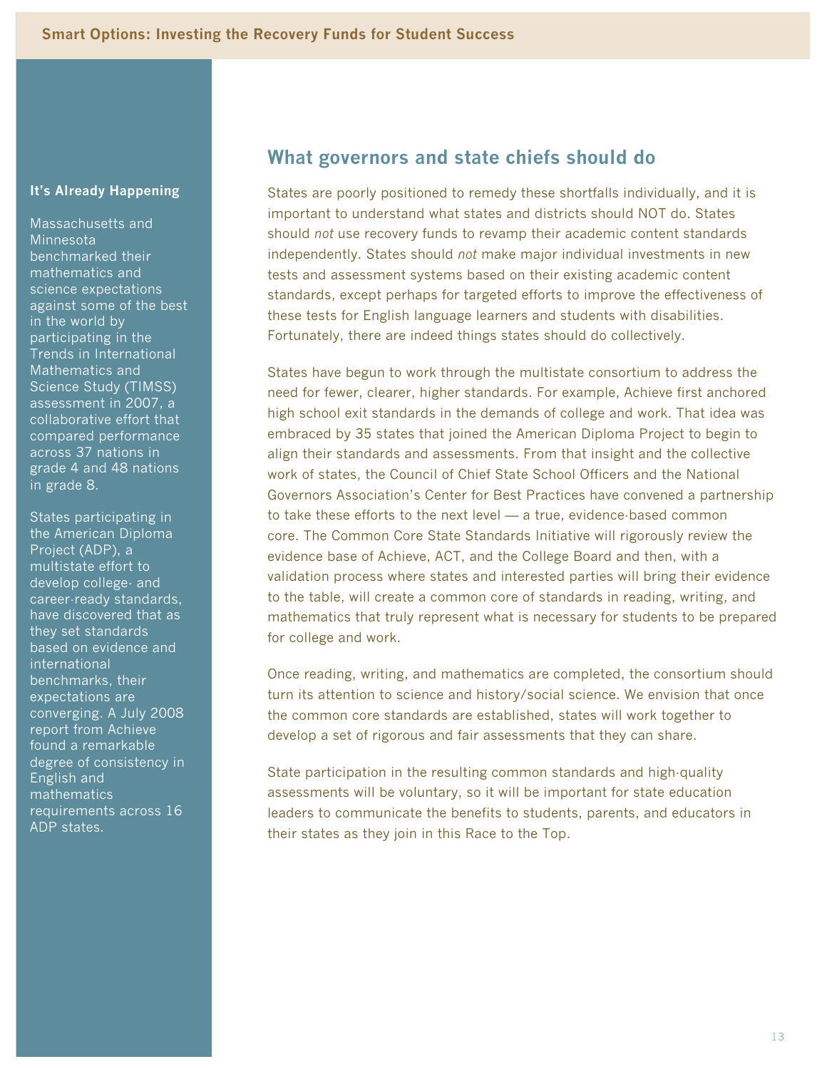## What governors and state chiefs should do

States are poorly positioned to remedy these shortfalls individually, and it is important to understand what states and districts should NOT do. States should *not* use recovery funds to revamp their academic content standards independently. States should *not* make major individual investments in new tests and assessment systems based on their existing academic content standards, except perhaps for targeted efforts to improve the effectiveness of these tests for English language learners and students with disabilities. Fortunately, there are indeed things states should do collectively.

States have begun to work through the multistate consortium to address the need for fewer, clearer, higher standards. For example, Achieve first anchored high school exit standards in the demands of college and work. That idea was embraced by 35 states that joined the American Diploma Project to begin to align their standards and assessments. From that insight and the collective work of states, the Council of Chief State School Officers and the National Governors Association's Center for Best Practices have convened a partnership to take these efforts to the next level — a true, evidence-based common core. The Common Core State Standards Initiative will rigorously review the evidence base of Achieve, ACT, and the College Board and then, with a validation process where states and interested parties will bring their evidence to the table, will create a common core of standards in reading, writing, and mathematics that truly represent what is necessary for students to be prepared for college and work.

Once reading, writing, and mathematics are completed, the consortium should turn its attention to science and history/social science. We envision that once the common core standards are established, states will work together to develop a set of rigorous and fair assessments that they can share.

State participation in the resulting common standards and high-quality assessments will be voluntary, so it will be important for state education leaders to communicate the benefits to students, parents, and educators in their states as they join in this Race to the Top.

**It's Already Happening**

Massachusetts and Minnesota benchmarked their mathematics and science expectations against some of the best in the world by participating in the Trends in International Mathematics and Science Study (TIMSS) assessment in 2007, a collaborative effort that compared performance across 37 nations in grade 4 and 48 nations in grade 8.

States participating in the American Diploma Project (ADP), a multistate effort to develop college- and career-ready standards, have discovered that as they set standards based on evidence and international benchmarks, their expectations are converging. A July 2008 report from Achieve found a remarkable degree of consistency in English and mathematics requirements across 16 ADP states.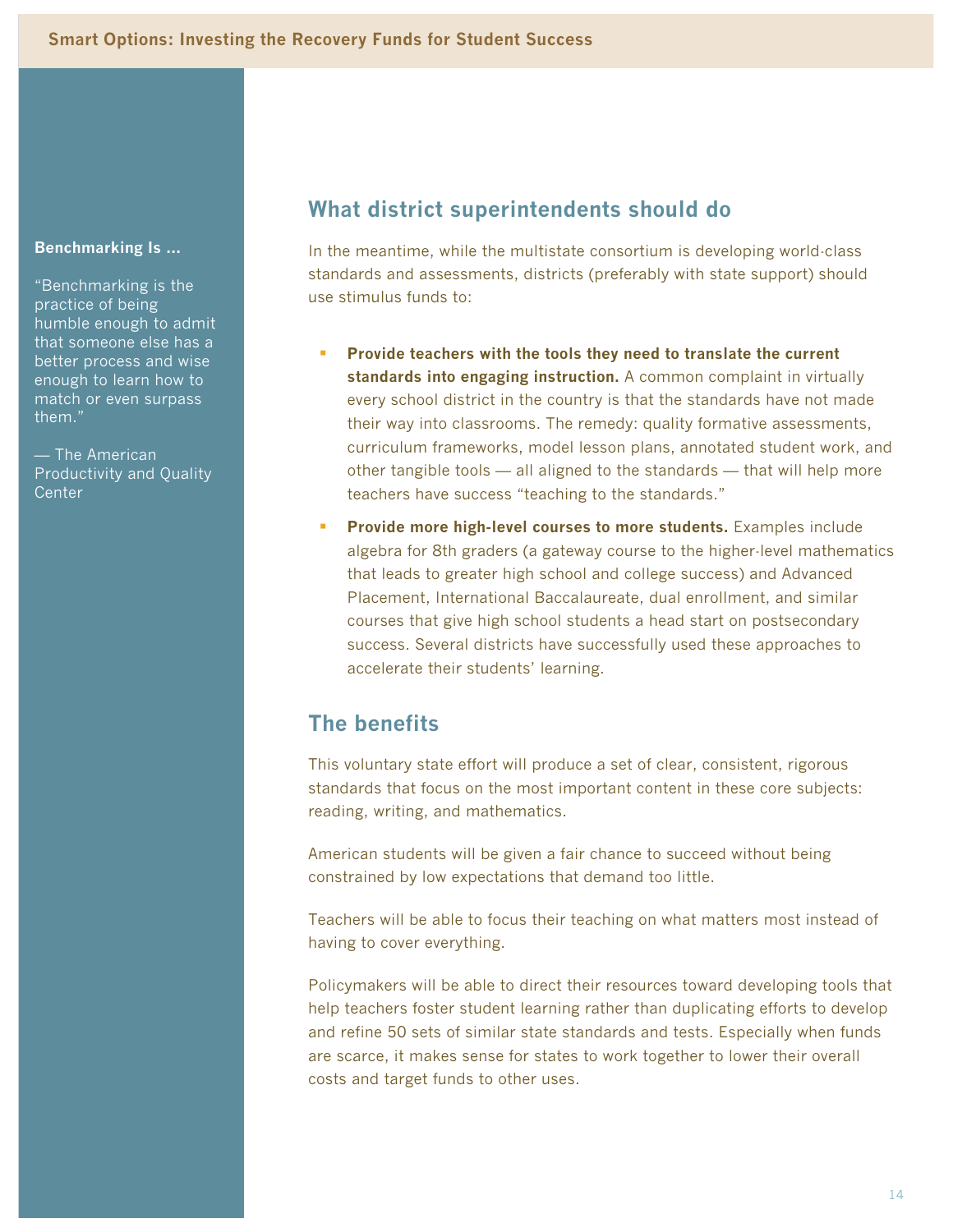## What district superintendents should do

In the meantime, while the multistate consortium is developing world-class standards and assessments, districts (preferably with state support) should use stimulus funds to:

- **Provide teachers with the tools they need to translate the current standards into engaging instruction.** A common complaint in virtually every school district in the country is that the standards have not made their way into classrooms. The remedy: quality formative assessments, curriculum frameworks, model lesson plans, annotated student work, and other tangible tools — all aligned to the standards — that will help more teachers have success "teaching to the standards."
- **Provide more high-level courses to more students.** Examples include algebra for 8th graders (a gateway course to the higher-level mathematics that leads to greater high school and college success) and Advanced Placement, International Baccalaureate, dual enrollment, and similar courses that give high school students a head start on postsecondary success. Several districts have successfully used these approaches to accelerate their students' learning.

## The benefits

This voluntary state effort will produce a set of clear, consistent, rigorous standards that focus on the most important content in these core subjects: reading, writing, and mathematics.

American students will be given a fair chance to succeed without being constrained by low expectations that demand too little.

Teachers will be able to focus their teaching on what matters most instead of having to cover everything.

Policymakers will be able to direct their resources toward developing tools that help teachers foster student learning rather than duplicating efforts to develop and refine 50 sets of similar state standards and tests. Especially when funds are scarce, it makes sense for states to work together to lower their overall costs and target funds to other uses.

**Benchmarking Is ...**

"Benchmarking is the practice of being humble enough to admit that someone else has a better process and wise enough to learn how to match or even surpass them."

— The American Productivity and Quality Center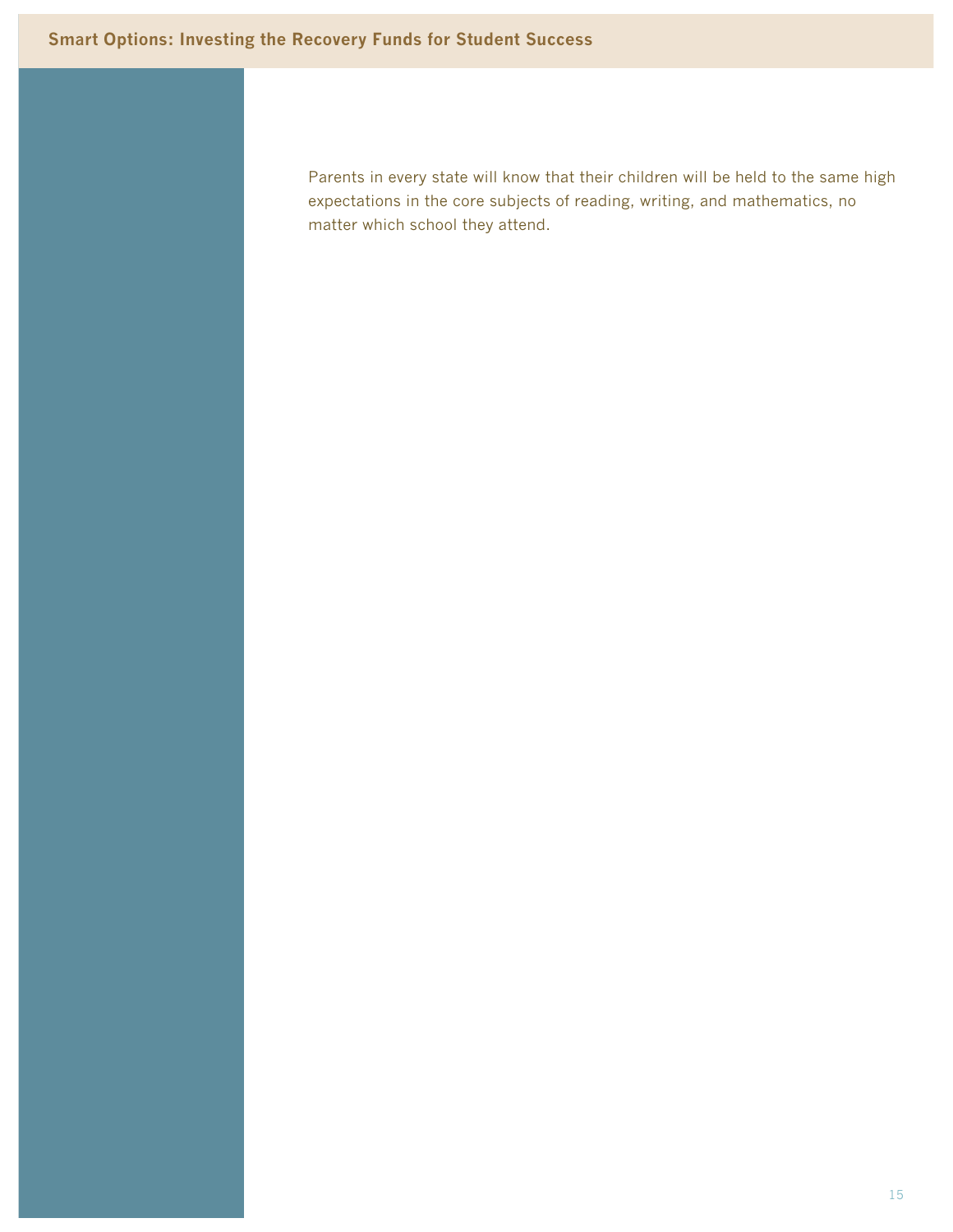Parents in every state will know that their children will be held to the same high expectations in the core subjects of reading, writing, and mathematics, no matter which school they attend.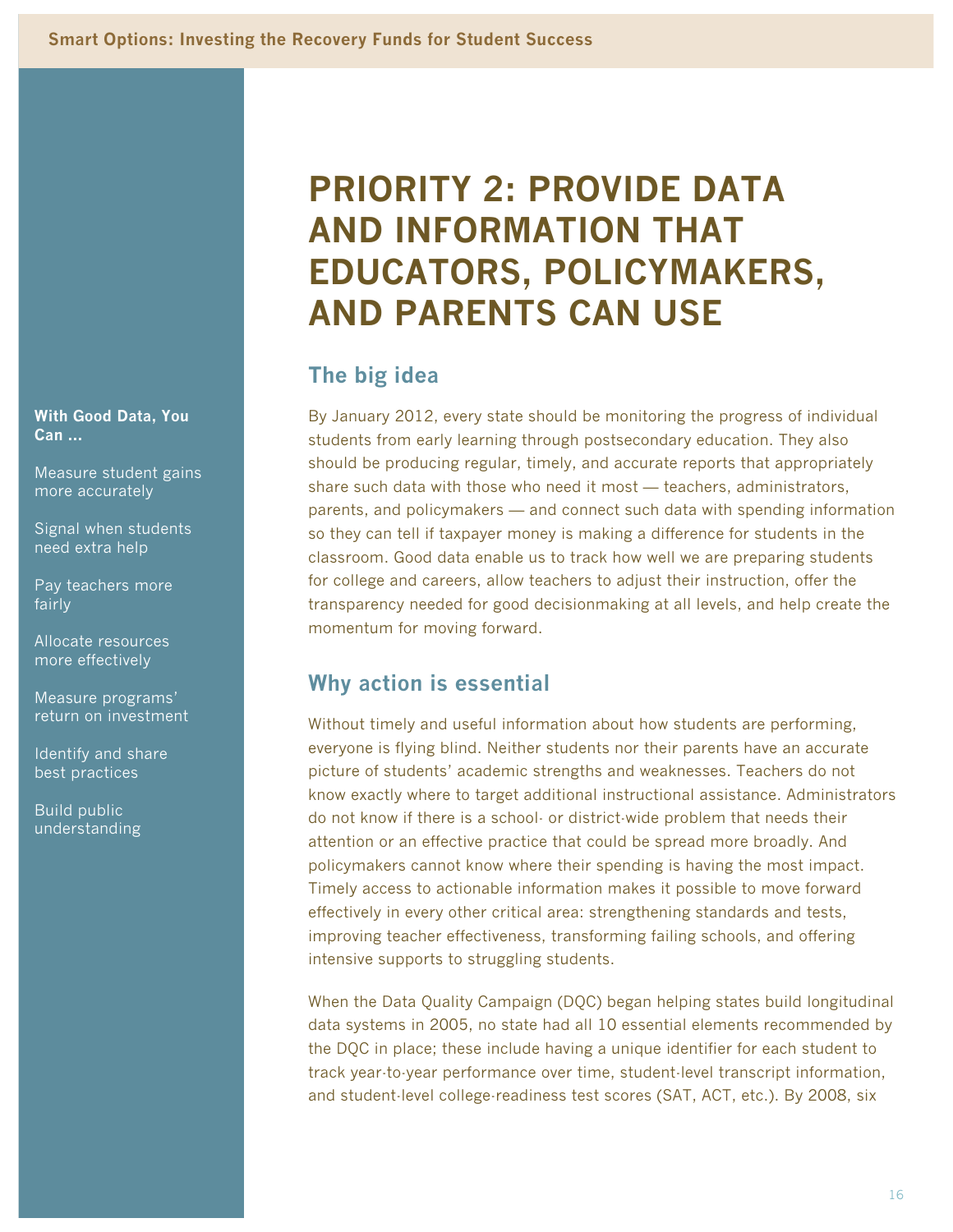# PRIORITY 2: PROVIDE DATA AND INFORMATION THAT EDUCATORS, POLICYMAKERS, AND PARENTS CAN USE

**With Good Data, You Can ...**

- Measure student gains more accurately
- Signal when students need extra help
- Pay teachers more fairly
- Allocate resources more effectively
- Measure programs' return on investment
- Identify and share best practices
- Build public understanding

## The big idea

By January 2012, every state should be monitoring the progress of individual students from early learning through postsecondary education. They also should be producing regular, timely, and accurate reports that appropriately share such data with those who need it most — teachers, administrators, parents, and policymakers — and connect such data with spending information so they can tell if taxpayer money is making a difference for students in the classroom. Good data enable us to track how well we are preparing students for college and careers, allow teachers to adjust their instruction, offer the transparency needed for good decisionmaking at all levels, and help create the momentum for moving forward.

## Why action is essential

Without timely and useful information about how students are performing, everyone is flying blind. Neither students nor their parents have an accurate picture of students' academic strengths and weaknesses. Teachers do not know exactly where to target additional instructional assistance. Administrators do not know if there is a school- or district-wide problem that needs their attention or an effective practice that could be spread more broadly. And policymakers cannot know where their spending is having the most impact. Timely access to actionable information makes it possible to move forward effectively in every other critical area: strengthening standards and tests, improving teacher effectiveness, transforming failing schools, and offering intensive supports to struggling students.

When the Data Quality Campaign (DQC) began helping states build longitudinal data systems in 2005, no state had all 10 essential elements recommended by the DQC in place; these include having a unique identifier for each student to track year-to-year performance over time, student-level transcript information, and student-level college-readiness test scores (SAT, ACT, etc.). By 2008, six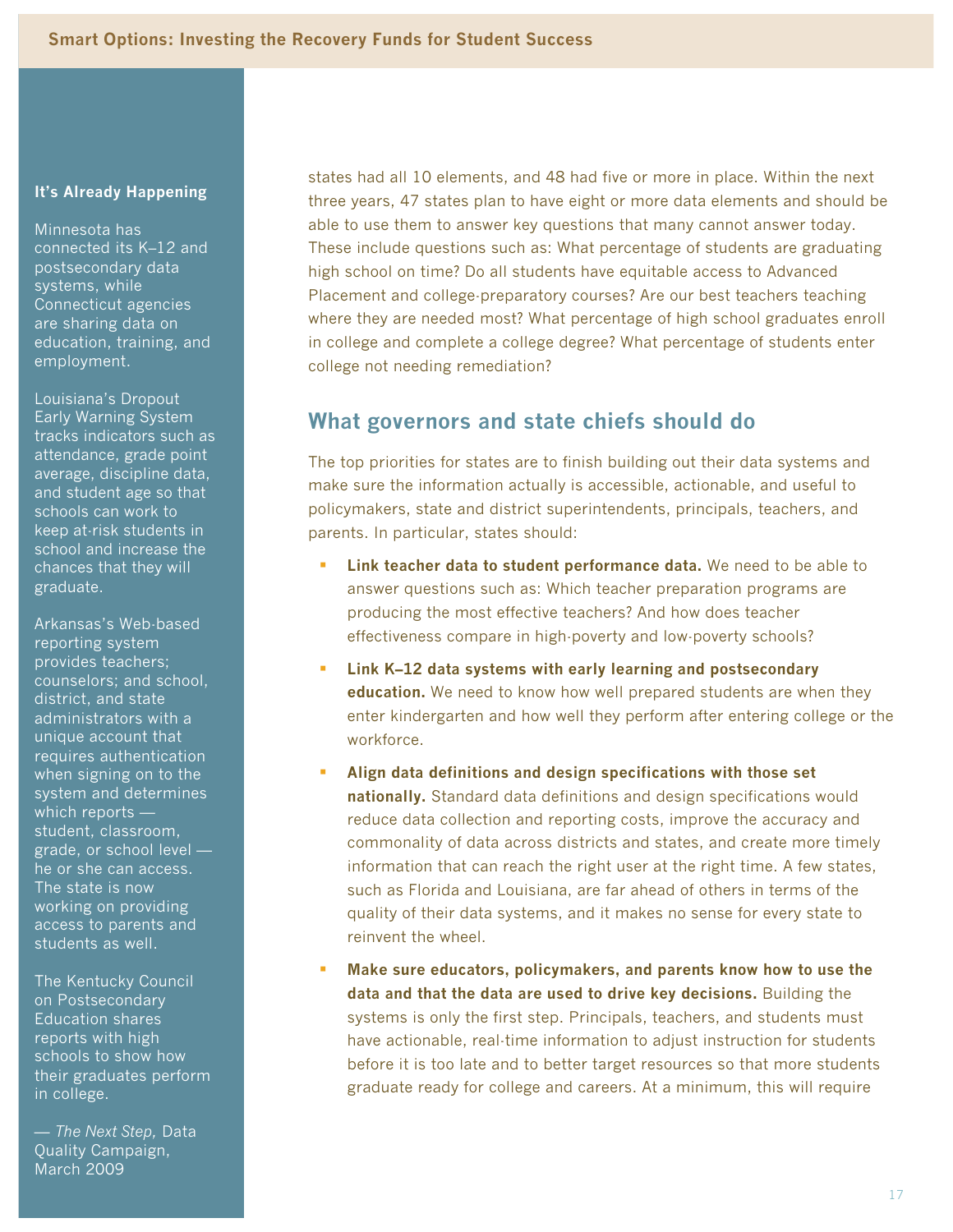states had all 10 elements, and 48 had five or more in place. Within the next three years, 47 states plan to have eight or more data elements and should be able to use them to answer key questions that many cannot answer today. These include questions such as: What percentage of students are graduating high school on time? Do all students have equitable access to Advanced Placement and college-preparatory courses? Are our best teachers teaching where they are needed most? What percentage of high school graduates enroll in college and complete a college degree? What percentage of students enter college not needing remediation?

## What governors and state chiefs should do

The top priorities for states are to finish building out their data systems and make sure the information actually is accessible, actionable, and useful to policymakers, state and district superintendents, principals, teachers, and parents. In particular, states should:

- **Link teacher data to student performance data.** We need to be able to answer questions such as: Which teacher preparation programs are producing the most effective teachers? And how does teacher effectiveness compare in high-poverty and low-poverty schools?
- **Link K–12 data systems with early learning and postsecondary education.** We need to know how well prepared students are when they enter kindergarten and how well they perform after entering college or the workforce.
- **Align data definitions and design specifications with those set nationally.** Standard data definitions and design specifications would reduce data collection and reporting costs, improve the accuracy and commonality of data across districts and states, and create more timely information that can reach the right user at the right time. A few states, such as Florida and Louisiana, are far ahead of others in terms of the quality of their data systems, and it makes no sense for every state to reinvent the wheel.
- **Make sure educators, policymakers, and parents know how to use the data and that the data are used to drive key decisions.** Building the systems is only the first step. Principals, teachers, and students must have actionable, real-time information to adjust instruction for students before it is too late and to better target resources so that more students graduate ready for college and careers. At a minimum, this will require

**It's Already Happening**

Minnesota has connected its K–12 and postsecondary data systems, while Connecticut agencies are sharing data on education, training, and employment.

Louisiana's Dropout Early Warning System tracks indicators such as attendance, grade point average, discipline data, and student age so that schools can work to keep at-risk students in school and increase the chances that they will graduate.

Arkansas's Web-based reporting system provides teachers; counselors; and school, district, and state administrators with a unique account that requires authentication when signing on to the system and determines which reports — student, classroom, grade, or school level — he or she can access. The state is now working on providing access to parents and students as well.

The Kentucky Council on Postsecondary Education shares reports with high schools to show how their graduates perform in college.

— *The Next Step,* Data Quality Campaign, March 2009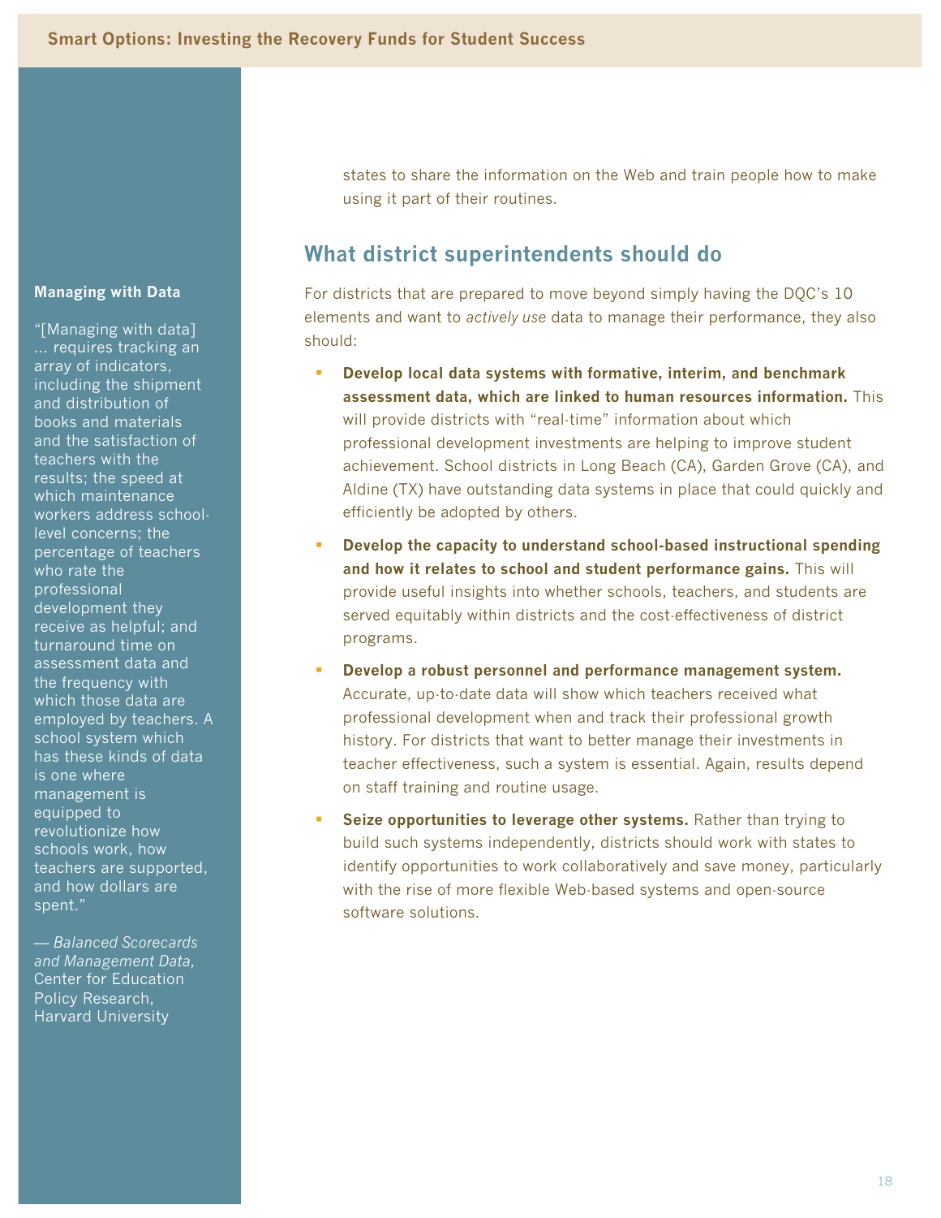states to share the information on the Web and train people how to make using it part of their routines.

## What district superintendents should do

For districts that are prepared to move beyond simply having the DQC's 10 elements and want to *actively use* data to manage their performance, they also should:

- **Develop local data systems with formative, interim, and benchmark assessment data, which are linked to human resources information.** This will provide districts with "real-time" information about which professional development investments are helping to improve student achievement. School districts in Long Beach (CA), Garden Grove (CA), and Aldine (TX) have outstanding data systems in place that could quickly and efficiently be adopted by others.
- **Develop the capacity to understand school-based instructional spending and how it relates to school and student performance gains.** This will provide useful insights into whether schools, teachers, and students are served equitably within districts and the cost-effectiveness of district programs.
- **Develop a robust personnel and performance management system.** Accurate, up-to-date data will show which teachers received what professional development when and track their professional growth history. For districts that want to better manage their investments in teacher effectiveness, such a system is essential. Again, results depend on staff training and routine usage.
- **Seize opportunities to leverage other systems.** Rather than trying to build such systems independently, districts should work with states to identify opportunities to work collaboratively and save money, particularly with the rise of more flexible Web-based systems and open-source software solutions.

**Managing with Data**

"[Managing with data] ... requires tracking an array of indicators, including the shipment and distribution of books and materials and the satisfaction of teachers with the results; the speed at which maintenance workers address school-level concerns; the percentage of teachers who rate the professional development they receive as helpful; and turnaround time on assessment data and the frequency with which those data are employed by teachers. A school system which has these kinds of data is one where management is equipped to revolutionize how schools work, how teachers are supported, and how dollars are spent."

— *Balanced Scorecards and Management Data,* Center for Education Policy Research, Harvard University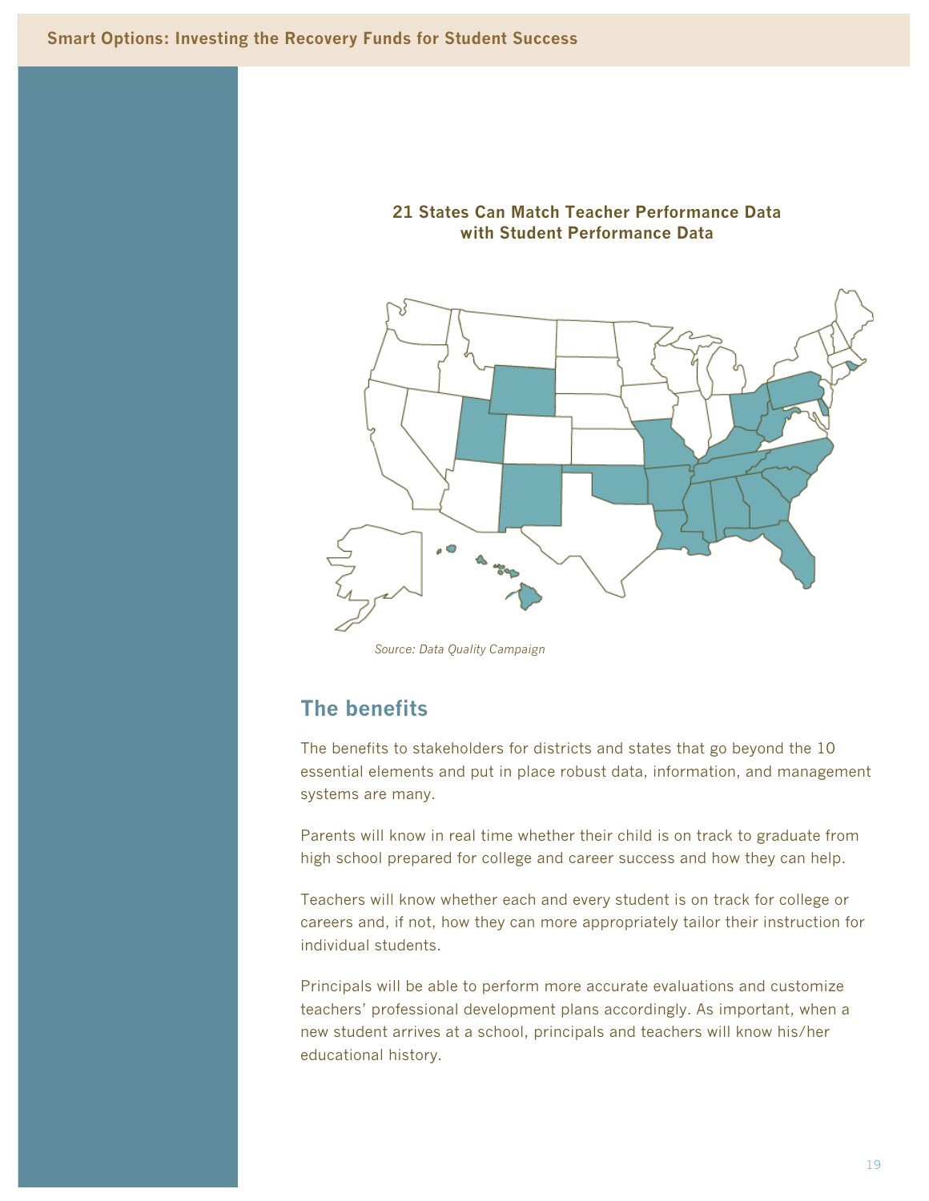**21 States Can Match Teacher Performance Data with Student Performance Data**

*Source: Data Quality Campaign*

## The benefits

The benefits to stakeholders for districts and states that go beyond the 10 essential elements and put in place robust data, information, and management systems are many.

Parents will know in real time whether their child is on track to graduate from high school prepared for college and career success and how they can help.

Teachers will know whether each and every student is on track for college or careers and, if not, how they can more appropriately tailor their instruction for individual students.

Principals will be able to perform more accurate evaluations and customize teachers' professional development plans accordingly. As important, when a new student arrives at a school, principals and teachers will know his/her educational history.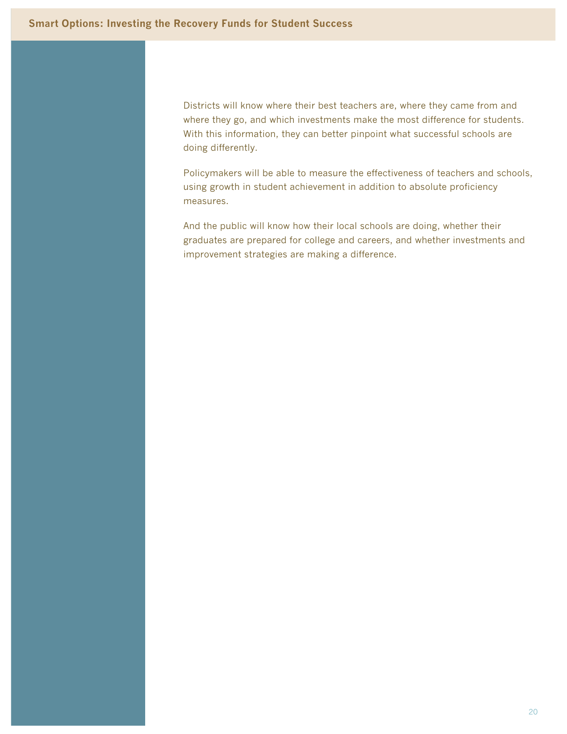Districts will know where their best teachers are, where they came from and where they go, and which investments make the most difference for students. With this information, they can better pinpoint what successful schools are doing differently.

Policymakers will be able to measure the effectiveness of teachers and schools, using growth in student achievement in addition to absolute proficiency measures.

And the public will know how their local schools are doing, whether their graduates are prepared for college and careers, and whether investments and improvement strategies are making a difference.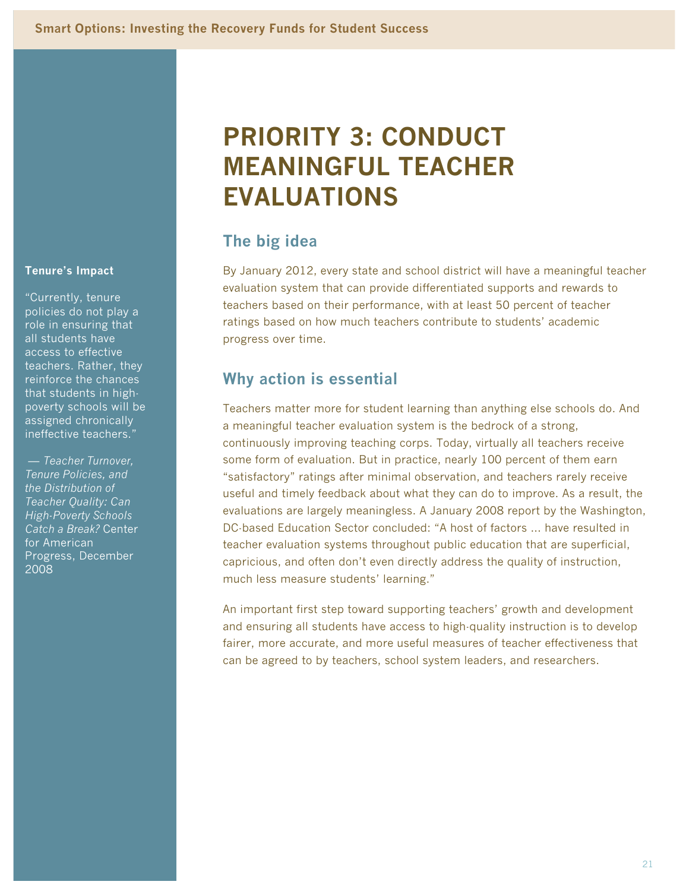# PRIORITY 3: CONDUCT MEANINGFUL TEACHER EVALUATIONS

## The big idea

By January 2012, every state and school district will have a meaningful teacher evaluation system that can provide differentiated supports and rewards to teachers based on their performance, with at least 50 percent of teacher ratings based on how much teachers contribute to students' academic progress over time.

## Why action is essential

Teachers matter more for student learning than anything else schools do. And a meaningful teacher evaluation system is the bedrock of a strong, continuously improving teaching corps. Today, virtually all teachers receive some form of evaluation. But in practice, nearly 100 percent of them earn "satisfactory" ratings after minimal observation, and teachers rarely receive useful and timely feedback about what they can do to improve. As a result, the evaluations are largely meaningless. A January 2008 report by the Washington, DC-based Education Sector concluded: "A host of factors ... have resulted in teacher evaluation systems throughout public education that are superficial, capricious, and often don't even directly address the quality of instruction, much less measure students' learning."

An important first step toward supporting teachers' growth and development and ensuring all students have access to high-quality instruction is to develop fairer, more accurate, and more useful measures of teacher effectiveness that can be agreed to by teachers, school system leaders, and researchers.

**Tenure's Impact**

"Currently, tenure policies do not play a role in ensuring that all students have access to effective teachers. Rather, they reinforce the chances that students in high-poverty schools will be assigned chronically ineffective teachers."

— *Teacher Turnover, Tenure Policies, and the Distribution of Teacher Quality: Can High-Poverty Schools Catch a Break?* Center for American Progress, December 2008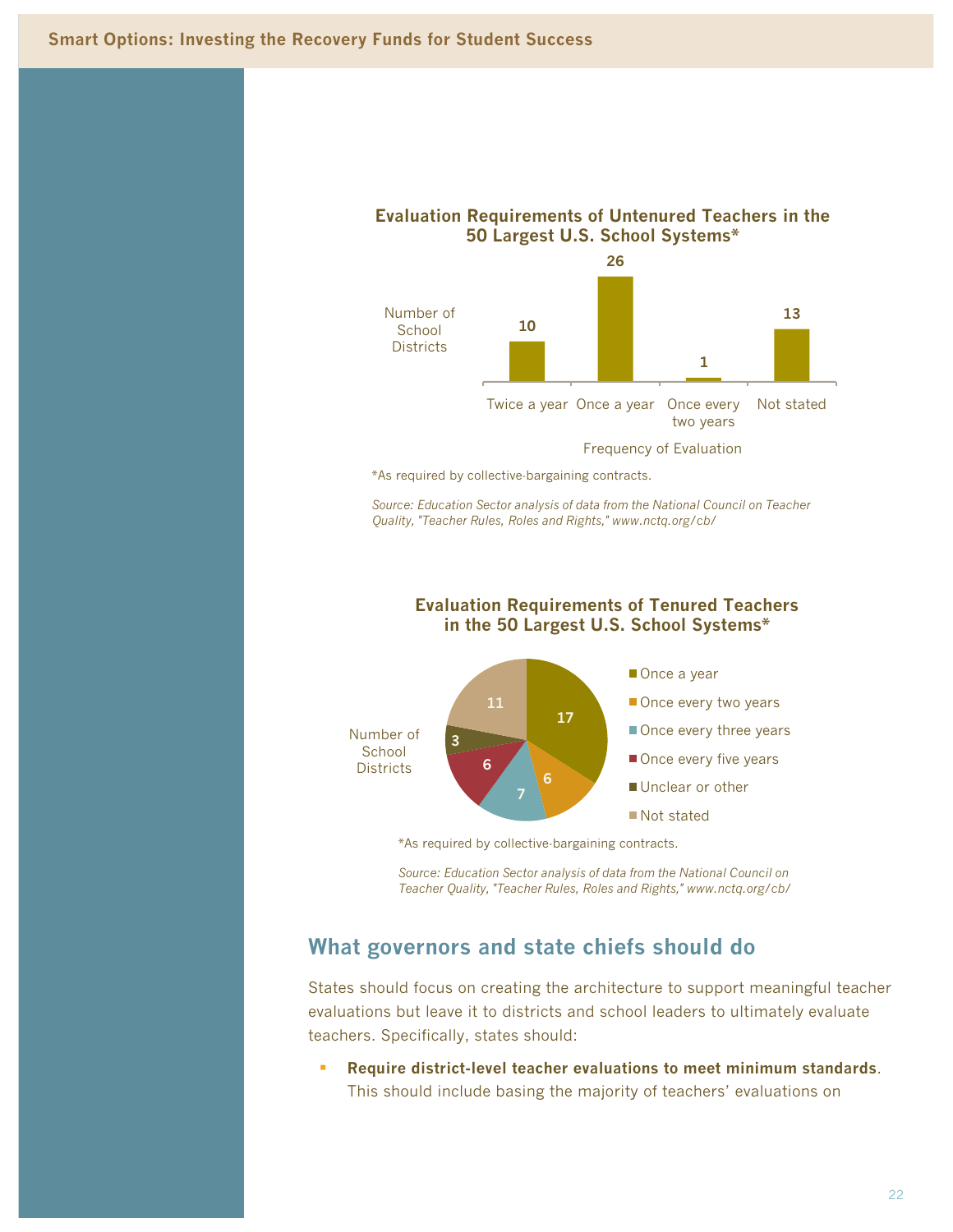**Evaluation Requirements of Untenured Teachers in the 50 Largest U.S. School Systems***

| Frequency of Evaluation | Number of School Districts |
|---|---|
| Twice a year | 10 |
| Once a year | 26 |
| Once every two years | 1 |
| Not stated | 13 |

*As required by collective-bargaining contracts.

*Source: Education Sector analysis of data from the National Council on Teacher Quality, "Teacher Rules, Roles and Rights," www.nctq.org/cb/*

**Evaluation Requirements of Tenured Teachers in the 50 Largest U.S. School Systems***

| Frequency of Evaluation | Number of School Districts |
|---|---|
| Once a year | 17 |
| Once every two years | 6 |
| Once every three years | 7 |
| Once every five years | 6 |
| Unclear or other | 3 |
| Not stated | 11 |

*As required by collective-bargaining contracts.

*Source: Education Sector analysis of data from the National Council on Teacher Quality, "Teacher Rules, Roles and Rights," www.nctq.org/cb/*

## What governors and state chiefs should do

States should focus on creating the architecture to support meaningful teacher evaluations but leave it to districts and school leaders to ultimately evaluate teachers. Specifically, states should:

- **Require district-level teacher evaluations to meet minimum standards**. This should include basing the majority of teachers' evaluations on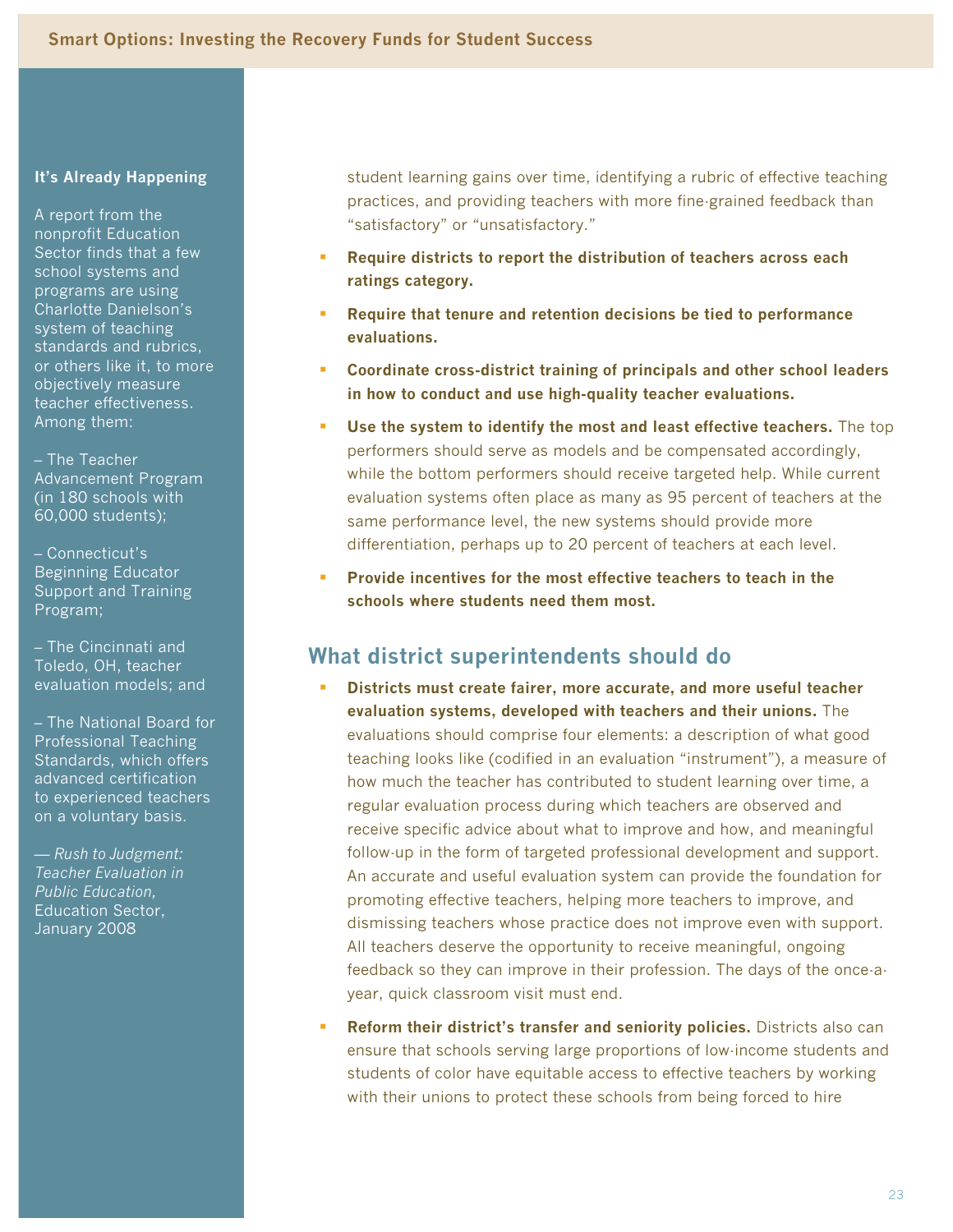student learning gains over time, identifying a rubric of effective teaching practices, and providing teachers with more fine-grained feedback than "satisfactory" or "unsatisfactory."

- **Require districts to report the distribution of teachers across each ratings category.**
- **Require that tenure and retention decisions be tied to performance evaluations.**
- **Coordinate cross-district training of principals and other school leaders in how to conduct and use high-quality teacher evaluations.**
- **Use the system to identify the most and least effective teachers.** The top performers should serve as models and be compensated accordingly, while the bottom performers should receive targeted help. While current evaluation systems often place as many as 95 percent of teachers at the same performance level, the new systems should provide more differentiation, perhaps up to 20 percent of teachers at each level.
- **Provide incentives for the most effective teachers to teach in the schools where students need them most.**

## What district superintendents should do

- **Districts must create fairer, more accurate, and more useful teacher evaluation systems, developed with teachers and their unions.** The evaluations should comprise four elements: a description of what good teaching looks like (codified in an evaluation "instrument"), a measure of how much the teacher has contributed to student learning over time, a regular evaluation process during which teachers are observed and receive specific advice about what to improve and how, and meaningful follow-up in the form of targeted professional development and support. An accurate and useful evaluation system can provide the foundation for promoting effective teachers, helping more teachers to improve, and dismissing teachers whose practice does not improve even with support. All teachers deserve the opportunity to receive meaningful, ongoing feedback so they can improve in their profession. The days of the once-a-year, quick classroom visit must end.
- **Reform their district's transfer and seniority policies.** Districts also can ensure that schools serving large proportions of low-income students and students of color have equitable access to effective teachers by working with their unions to protect these schools from being forced to hire

**It's Already Happening**

A report from the nonprofit Education Sector finds that a few school systems and programs are using Charlotte Danielson's system of teaching standards and rubrics, or others like it, to more objectively measure teacher effectiveness. Among them:

– The Teacher Advancement Program (in 180 schools with 60,000 students);

– Connecticut's Beginning Educator Support and Training Program;

– The Cincinnati and Toledo, OH, teacher evaluation models; and

– The National Board for Professional Teaching Standards, which offers advanced certification to experienced teachers on a voluntary basis.

— *Rush to Judgment: Teacher Evaluation in Public Education,* Education Sector, January 2008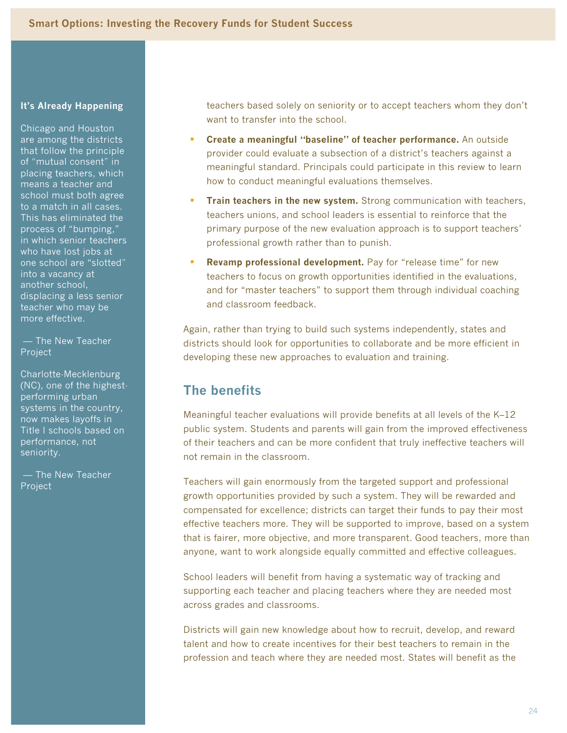### It's Already Happening

Chicago and Houston are among the districts that follow the principle of "mutual consent" in placing teachers, which means a teacher and school must both agree to a match in all cases. This has eliminated the process of "bumping," in which senior teachers who have lost jobs at one school are "slotted" into a vacancy at another school, displacing a less senior teacher who may be more effective.

— The New Teacher Project

Charlotte-Mecklenburg (NC), one of the highest-performing urban systems in the country, now makes layoffs in Title I schools based on performance, not seniority.

— The New Teacher Project

teachers based solely on seniority or to accept teachers whom they don't want to transfer into the school.

- **Create a meaningful "baseline" of teacher performance.** An outside provider could evaluate a subsection of a district's teachers against a meaningful standard. Principals could participate in this review to learn how to conduct meaningful evaluations themselves.
- **Train teachers in the new system.** Strong communication with teachers, teachers unions, and school leaders is essential to reinforce that the primary purpose of the new evaluation approach is to support teachers' professional growth rather than to punish.
- **Revamp professional development.** Pay for "release time" for new teachers to focus on growth opportunities identified in the evaluations, and for "master teachers" to support them through individual coaching and classroom feedback.

Again, rather than trying to build such systems independently, states and districts should look for opportunities to collaborate and be more efficient in developing these new approaches to evaluation and training.

## The benefits

Meaningful teacher evaluations will provide benefits at all levels of the K–12 public system. Students and parents will gain from the improved effectiveness of their teachers and can be more confident that truly ineffective teachers will not remain in the classroom.

Teachers will gain enormously from the targeted support and professional growth opportunities provided by such a system. They will be rewarded and compensated for excellence; districts can target their funds to pay their most effective teachers more. They will be supported to improve, based on a system that is fairer, more objective, and more transparent. Good teachers, more than anyone, want to work alongside equally committed and effective colleagues.

School leaders will benefit from having a systematic way of tracking and supporting each teacher and placing teachers where they are needed most across grades and classrooms.

Districts will gain new knowledge about how to recruit, develop, and reward talent and how to create incentives for their best teachers to remain in the profession and teach where they are needed most. States will benefit as the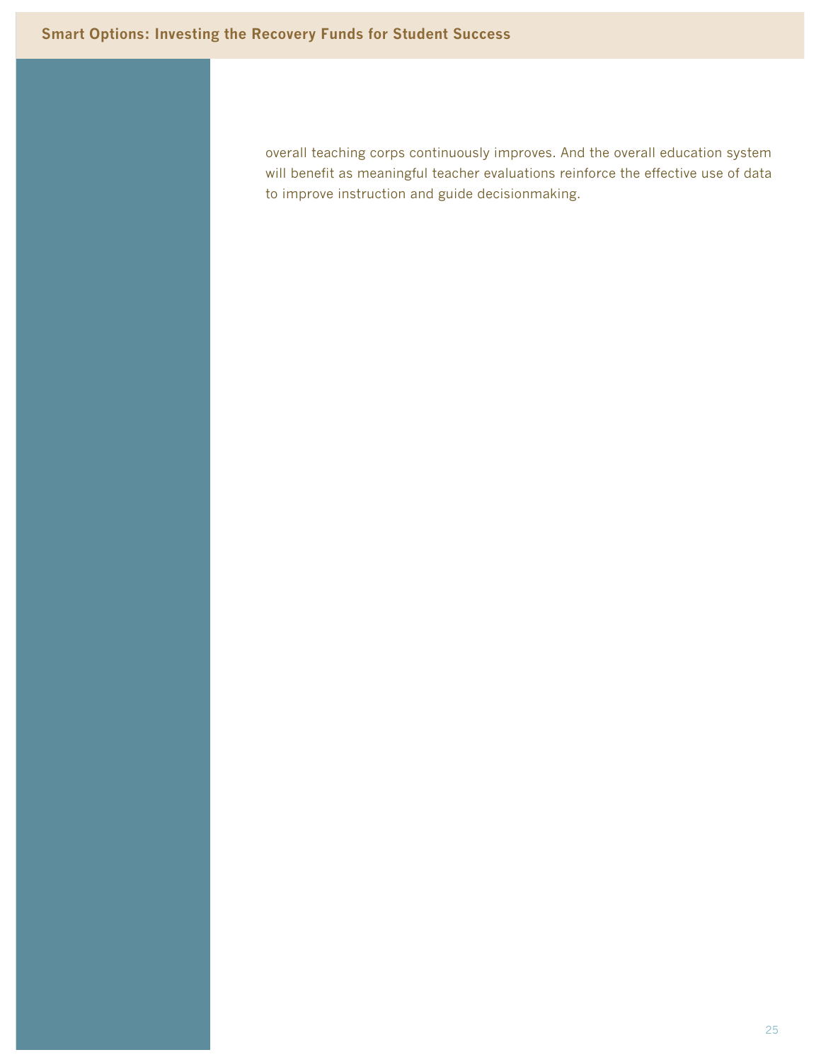overall teaching corps continuously improves. And the overall education system will benefit as meaningful teacher evaluations reinforce the effective use of data to improve instruction and guide decisionmaking.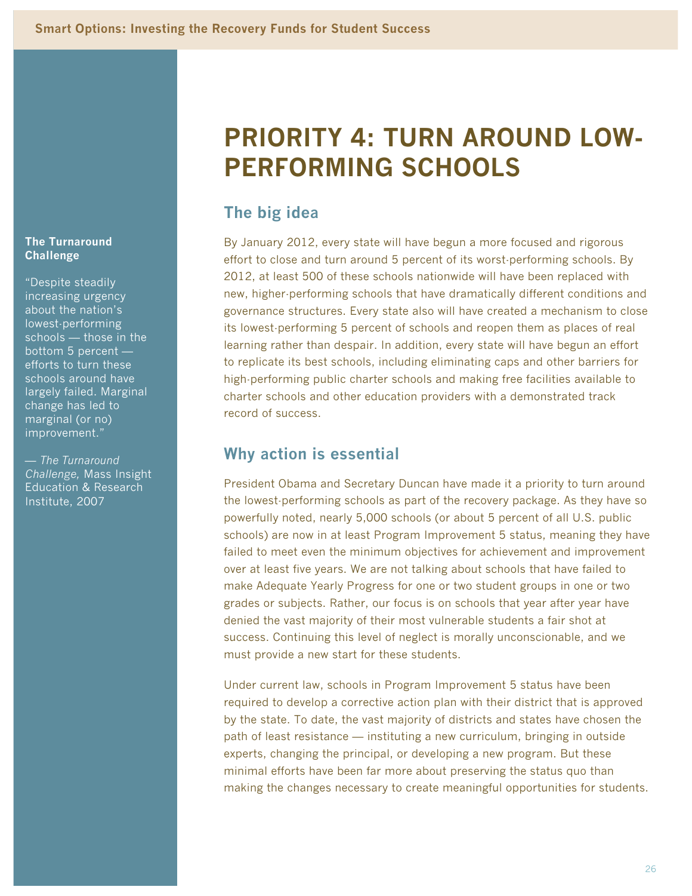# PRIORITY 4: TURN AROUND LOW-PERFORMING SCHOOLS

**The Turnaround Challenge**

"Despite steadily increasing urgency about the nation's lowest-performing schools — those in the bottom 5 percent — efforts to turn these schools around have largely failed. Marginal change has led to marginal (or no) improvement."

— *The Turnaround Challenge,* Mass Insight Education & Research Institute, 2007

## The big idea

By January 2012, every state will have begun a more focused and rigorous effort to close and turn around 5 percent of its worst-performing schools. By 2012, at least 500 of these schools nationwide will have been replaced with new, higher-performing schools that have dramatically different conditions and governance structures. Every state also will have created a mechanism to close its lowest-performing 5 percent of schools and reopen them as places of real learning rather than despair. In addition, every state will have begun an effort to replicate its best schools, including eliminating caps and other barriers for high-performing public charter schools and making free facilities available to charter schools and other education providers with a demonstrated track record of success.

## Why action is essential

President Obama and Secretary Duncan have made it a priority to turn around the lowest-performing schools as part of the recovery package. As they have so powerfully noted, nearly 5,000 schools (or about 5 percent of all U.S. public schools) are now in at least Program Improvement 5 status, meaning they have failed to meet even the minimum objectives for achievement and improvement over at least five years. We are not talking about schools that have failed to make Adequate Yearly Progress for one or two student groups in one or two grades or subjects. Rather, our focus is on schools that year after year have denied the vast majority of their most vulnerable students a fair shot at success. Continuing this level of neglect is morally unconscionable, and we must provide a new start for these students.

Under current law, schools in Program Improvement 5 status have been required to develop a corrective action plan with their district that is approved by the state. To date, the vast majority of districts and states have chosen the path of least resistance — instituting a new curriculum, bringing in outside experts, changing the principal, or developing a new program. But these minimal efforts have been far more about preserving the status quo than making the changes necessary to create meaningful opportunities for students.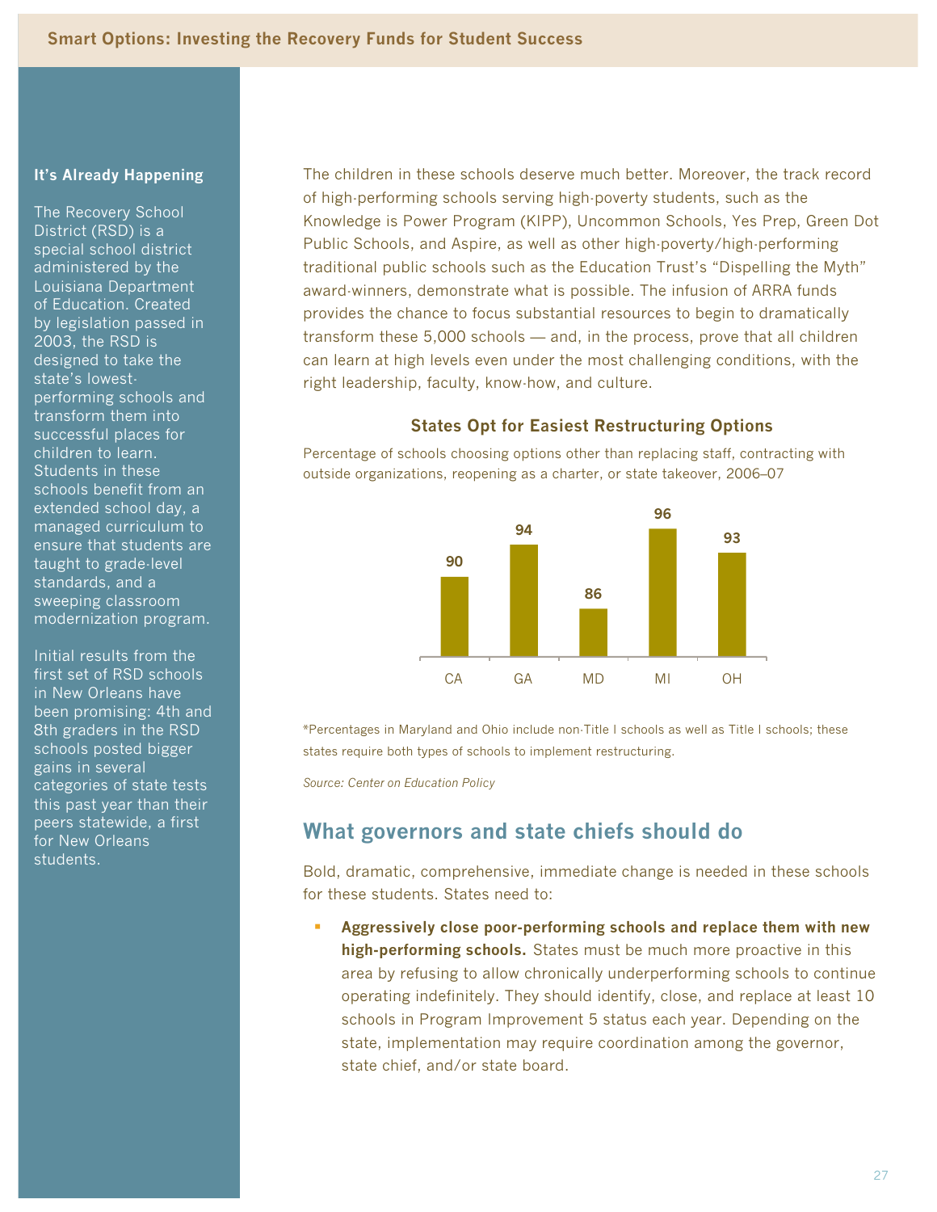### It's Already Happening

The Recovery School District (RSD) is a special school district administered by the Louisiana Department of Education. Created by legislation passed in 2003, the RSD is designed to take the state's lowest-performing schools and transform them into successful places for children to learn. Students in these schools benefit from an extended school day, a managed curriculum to ensure that students are taught to grade-level standards, and a sweeping classroom modernization program.

Initial results from the first set of RSD schools in New Orleans have been promising: 4th and 8th graders in the RSD schools posted bigger gains in several categories of state tests this past year than their peers statewide, a first for New Orleans students.

The children in these schools deserve much better. Moreover, the track record of high-performing schools serving high-poverty students, such as the Knowledge is Power Program (KIPP), Uncommon Schools, Yes Prep, Green Dot Public Schools, and Aspire, as well as other high-poverty/high-performing traditional public schools such as the Education Trust's "Dispelling the Myth" award-winners, demonstrate what is possible. The infusion of ARRA funds provides the chance to focus substantial resources to begin to dramatically transform these 5,000 schools — and, in the process, prove that all children can learn at high levels even under the most challenging conditions, with the right leadership, faculty, know-how, and culture.

**States Opt for Easiest Restructuring Options**

Percentage of schools choosing options other than replacing staff, contracting with outside organizations, reopening as a charter, or state takeover, 2006–07

| State | Percentage |
|---|---|
| CA | 90 |
| GA | 94 |
| MD | 86 |
| MI | 96 |
| OH | 93 |

*Percentages in Maryland and Ohio include non-Title I schools as well as Title I schools; these states require both types of schools to implement restructuring.

*Source: Center on Education Policy*

## What governors and state chiefs should do

Bold, dramatic, comprehensive, immediate change is needed in these schools for these students. States need to:

- **Aggressively close poor-performing schools and replace them with new high-performing schools.** States must be much more proactive in this area by refusing to allow chronically underperforming schools to continue operating indefinitely. They should identify, close, and replace at least 10 schools in Program Improvement 5 status each year. Depending on the state, implementation may require coordination among the governor, state chief, and/or state board.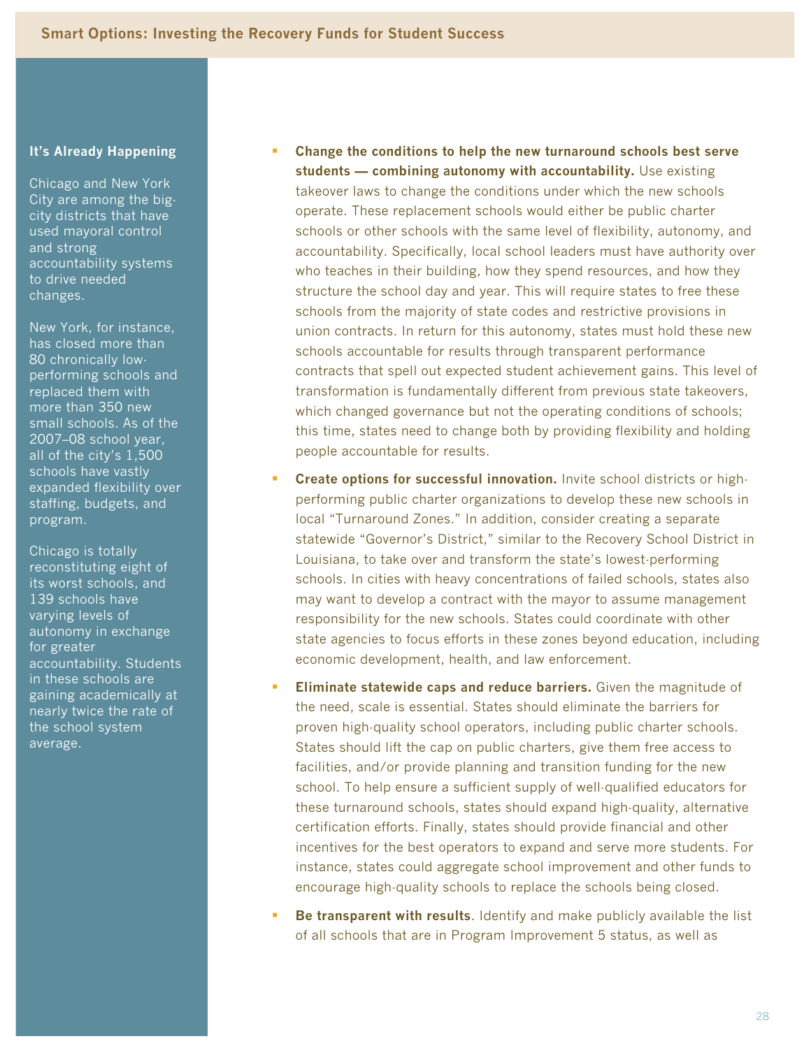### It's Already Happening

Chicago and New York City are among the big-city districts that have used mayoral control and strong accountability systems to drive needed changes.

New York, for instance, has closed more than 80 chronically low-performing schools and replaced them with more than 350 new small schools. As of the 2007–08 school year, all of the city's 1,500 schools have vastly expanded flexibility over staffing, budgets, and program.

Chicago is totally reconstituting eight of its worst schools, and 139 schools have varying levels of autonomy in exchange for greater accountability. Students in these schools are gaining academically at nearly twice the rate of the school system average.

- **Change the conditions to help the new turnaround schools best serve students — combining autonomy with accountability.** Use existing takeover laws to change the conditions under which the new schools operate. These replacement schools would either be public charter schools or other schools with the same level of flexibility, autonomy, and accountability. Specifically, local school leaders must have authority over who teaches in their building, how they spend resources, and how they structure the school day and year. This will require states to free these schools from the majority of state codes and restrictive provisions in union contracts. In return for this autonomy, states must hold these new schools accountable for results through transparent performance contracts that spell out expected student achievement gains. This level of transformation is fundamentally different from previous state takeovers, which changed governance but not the operating conditions of schools; this time, states need to change both by providing flexibility and holding people accountable for results.

- **Create options for successful innovation.** Invite school districts or high-performing public charter organizations to develop these new schools in local "Turnaround Zones." In addition, consider creating a separate statewide "Governor's District," similar to the Recovery School District in Louisiana, to take over and transform the state's lowest-performing schools. In cities with heavy concentrations of failed schools, states also may want to develop a contract with the mayor to assume management responsibility for the new schools. States could coordinate with other state agencies to focus efforts in these zones beyond education, including economic development, health, and law enforcement.

- **Eliminate statewide caps and reduce barriers.** Given the magnitude of the need, scale is essential. States should eliminate the barriers for proven high-quality school operators, including public charter schools. States should lift the cap on public charters, give them free access to facilities, and/or provide planning and transition funding for the new school. To help ensure a sufficient supply of well-qualified educators for these turnaround schools, states should expand high-quality, alternative certification efforts. Finally, states should provide financial and other incentives for the best operators to expand and serve more students. For instance, states could aggregate school improvement and other funds to encourage high-quality schools to replace the schools being closed.

- **Be transparent with results**. Identify and make publicly available the list of all schools that are in Program Improvement 5 status, as well as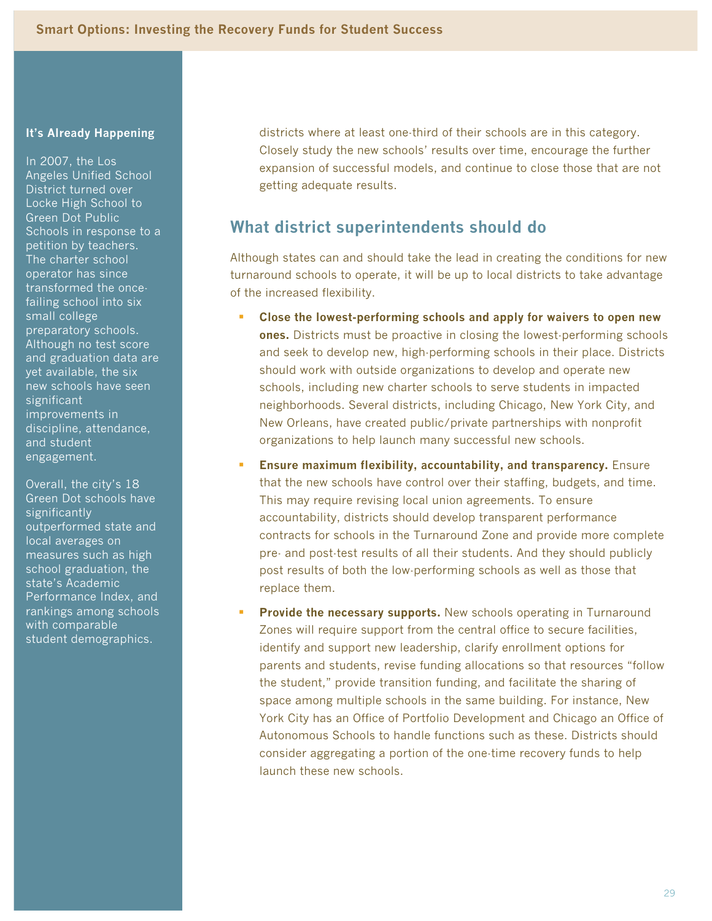districts where at least one-third of their schools are in this category. Closely study the new schools' results over time, encourage the further expansion of successful models, and continue to close those that are not getting adequate results.

## What district superintendents should do

Although states can and should take the lead in creating the conditions for new turnaround schools to operate, it will be up to local districts to take advantage of the increased flexibility.

- **Close the lowest-performing schools and apply for waivers to open new ones.** Districts must be proactive in closing the lowest-performing schools and seek to develop new, high-performing schools in their place. Districts should work with outside organizations to develop and operate new schools, including new charter schools to serve students in impacted neighborhoods. Several districts, including Chicago, New York City, and New Orleans, have created public/private partnerships with nonprofit organizations to help launch many successful new schools.
- **Ensure maximum flexibility, accountability, and transparency.** Ensure that the new schools have control over their staffing, budgets, and time. This may require revising local union agreements. To ensure accountability, districts should develop transparent performance contracts for schools in the Turnaround Zone and provide more complete pre- and post-test results of all their students. And they should publicly post results of both the low-performing schools as well as those that replace them.
- **Provide the necessary supports.** New schools operating in Turnaround Zones will require support from the central office to secure facilities, identify and support new leadership, clarify enrollment options for parents and students, revise funding allocations so that resources "follow the student," provide transition funding, and facilitate the sharing of space among multiple schools in the same building. For instance, New York City has an Office of Portfolio Development and Chicago an Office of Autonomous Schools to handle functions such as these. Districts should consider aggregating a portion of the one-time recovery funds to help launch these new schools.

**It's Already Happening**

In 2007, the Los Angeles Unified School District turned over Locke High School to Green Dot Public Schools in response to a petition by teachers. The charter school operator has since transformed the once-failing school into six small college preparatory schools. Although no test score and graduation data are yet available, the six new schools have seen significant improvements in discipline, attendance, and student engagement.

Overall, the city's 18 Green Dot schools have significantly outperformed state and local averages on measures such as high school graduation, the state's Academic Performance Index, and rankings among schools with comparable student demographics.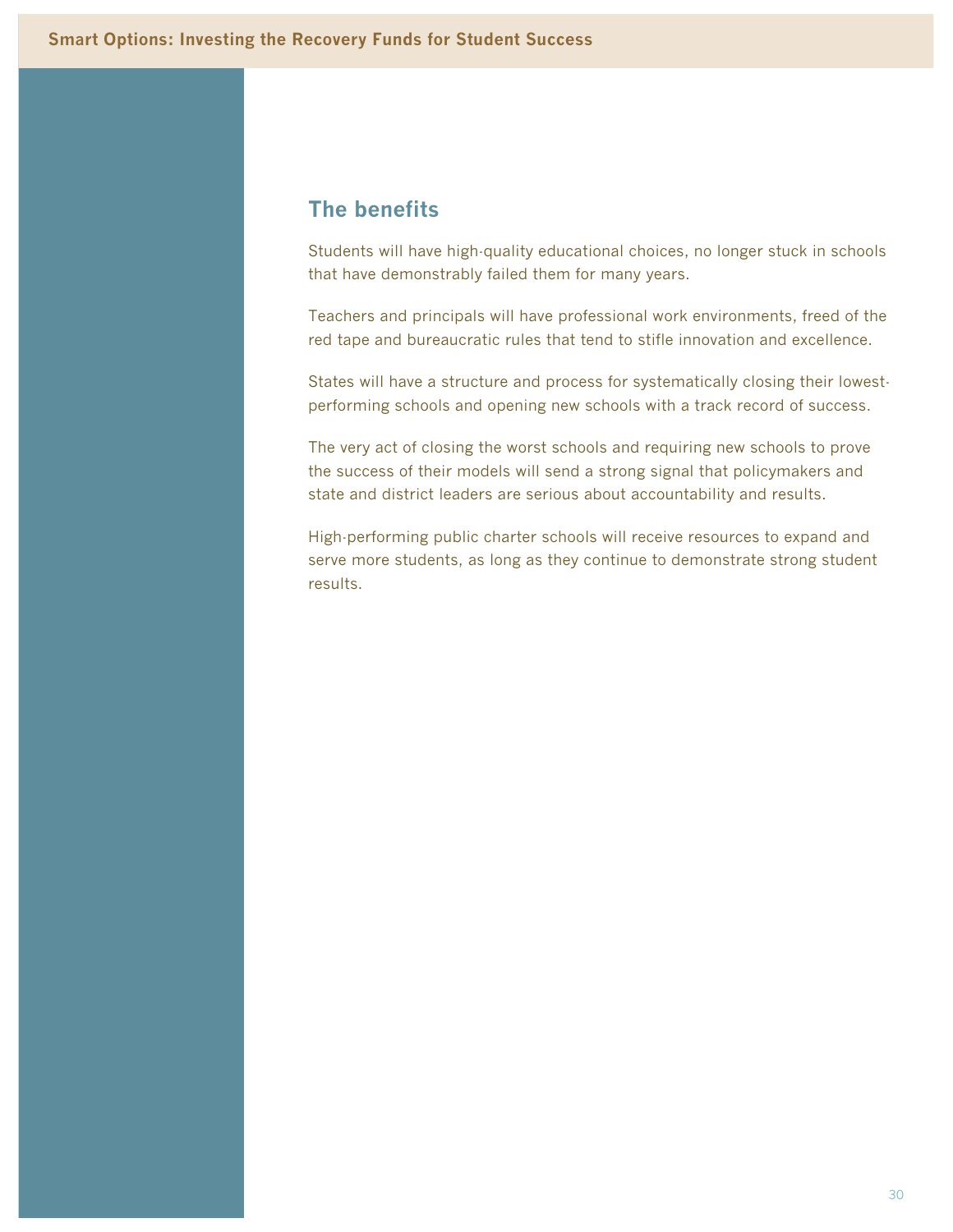## The benefits

Students will have high-quality educational choices, no longer stuck in schools that have demonstrably failed them for many years.

Teachers and principals will have professional work environments, freed of the red tape and bureaucratic rules that tend to stifle innovation and excellence.

States will have a structure and process for systematically closing their lowest-performing schools and opening new schools with a track record of success.

The very act of closing the worst schools and requiring new schools to prove the success of their models will send a strong signal that policymakers and state and district leaders are serious about accountability and results.

High-performing public charter schools will receive resources to expand and serve more students, as long as they continue to demonstrate strong student results.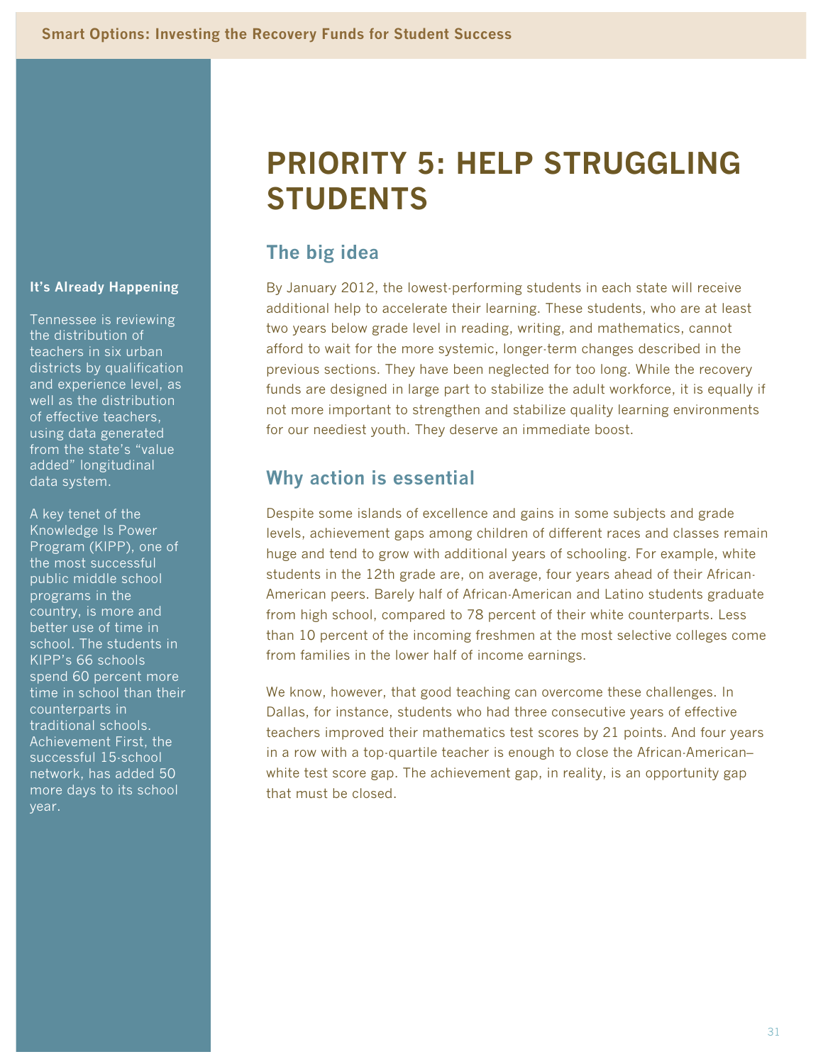# PRIORITY 5: HELP STRUGGLING STUDENTS

## The big idea

By January 2012, the lowest-performing students in each state will receive additional help to accelerate their learning. These students, who are at least two years below grade level in reading, writing, and mathematics, cannot afford to wait for the more systemic, longer-term changes described in the previous sections. They have been neglected for too long. While the recovery funds are designed in large part to stabilize the adult workforce, it is equally if not more important to strengthen and stabilize quality learning environments for our neediest youth. They deserve an immediate boost.

## Why action is essential

Despite some islands of excellence and gains in some subjects and grade levels, achievement gaps among children of different races and classes remain huge and tend to grow with additional years of schooling. For example, white students in the 12th grade are, on average, four years ahead of their African-American peers. Barely half of African-American and Latino students graduate from high school, compared to 78 percent of their white counterparts. Less than 10 percent of the incoming freshmen at the most selective colleges come from families in the lower half of income earnings.

We know, however, that good teaching can overcome these challenges. In Dallas, for instance, students who had three consecutive years of effective teachers improved their mathematics test scores by 21 points. And four years in a row with a top-quartile teacher is enough to close the African-American–white test score gap. The achievement gap, in reality, is an opportunity gap that must be closed.

**It's Already Happening**

Tennessee is reviewing the distribution of teachers in six urban districts by qualification and experience level, as well as the distribution of effective teachers, using data generated from the state's "value added" longitudinal data system.

A key tenet of the Knowledge Is Power Program (KIPP), one of the most successful public middle school programs in the country, is more and better use of time in school. The students in KIPP's 66 schools spend 60 percent more time in school than their counterparts in traditional schools. Achievement First, the successful 15-school network, has added 50 more days to its school year.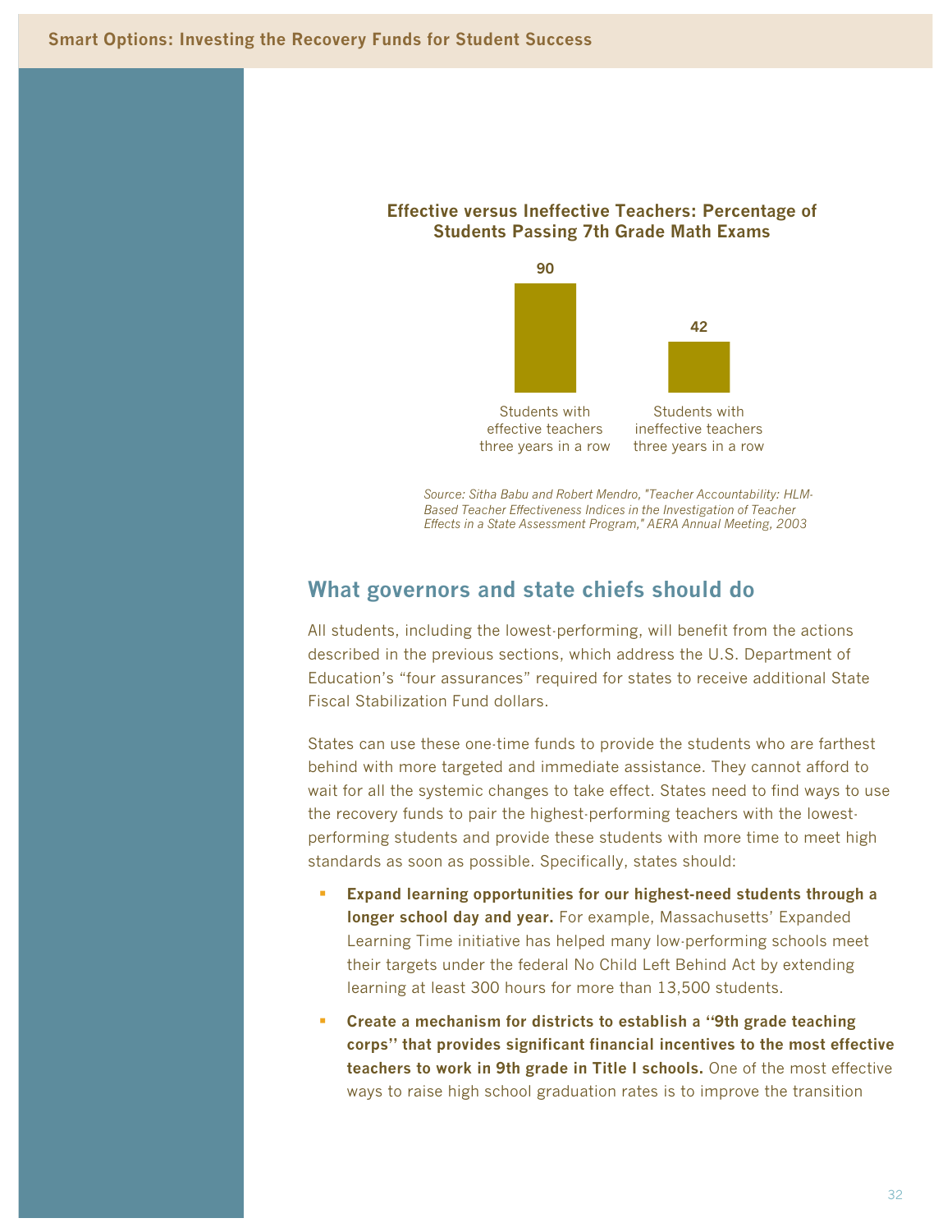**Effective versus Ineffective Teachers: Percentage of Students Passing 7th Grade Math Exams**

| Students with effective teachers three years in a row | Students with ineffective teachers three years in a row |
|---|---|
| 90 | 42 |

*Source: Sitha Babu and Robert Mendro, "Teacher Accountability: HLM-Based Teacher Effectiveness Indices in the Investigation of Teacher Effects in a State Assessment Program," AERA Annual Meeting, 2003*

## What governors and state chiefs should do

All students, including the lowest-performing, will benefit from the actions described in the previous sections, which address the U.S. Department of Education's "four assurances" required for states to receive additional State Fiscal Stabilization Fund dollars.

States can use these one-time funds to provide the students who are farthest behind with more targeted and immediate assistance. They cannot afford to wait for all the systemic changes to take effect. States need to find ways to use the recovery funds to pair the highest-performing teachers with the lowest-performing students and provide these students with more time to meet high standards as soon as possible. Specifically, states should:

- **Expand learning opportunities for our highest-need students through a longer school day and year.** For example, Massachusetts' Expanded Learning Time initiative has helped many low-performing schools meet their targets under the federal No Child Left Behind Act by extending learning at least 300 hours for more than 13,500 students.
- **Create a mechanism for districts to establish a "9th grade teaching corps" that provides significant financial incentives to the most effective teachers to work in 9th grade in Title I schools.** One of the most effective ways to raise high school graduation rates is to improve the transition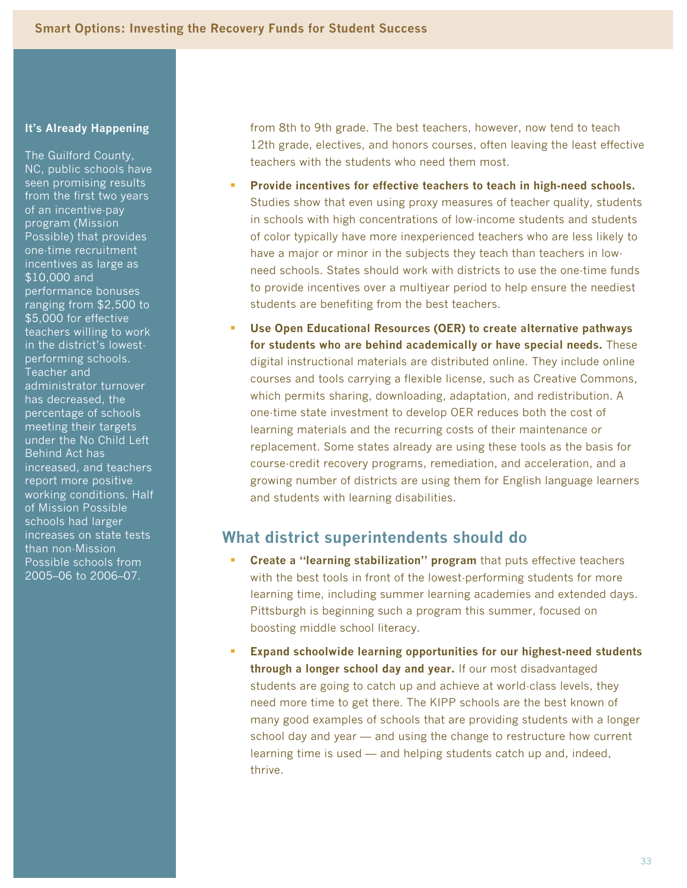**It's Already Happening**

The Guilford County, NC, public schools have seen promising results from the first two years of an incentive-pay program (Mission Possible) that provides one-time recruitment incentives as large as $10,000 and performance bonuses ranging from $2,500 to $5,000 for effective teachers willing to work in the district's lowest-performing schools. Teacher and administrator turnover has decreased, the percentage of schools meeting their targets under the No Child Left Behind Act has increased, and teachers report more positive working conditions. Half of Mission Possible schools had larger increases on state tests than non-Mission Possible schools from 2005–06 to 2006–07.

from 8th to 9th grade. The best teachers, however, now tend to teach 12th grade, electives, and honors courses, often leaving the least effective teachers with the students who need them most.

- **Provide incentives for effective teachers to teach in high-need schools.** Studies show that even using proxy measures of teacher quality, students in schools with high concentrations of low-income students and students of color typically have more inexperienced teachers who are less likely to have a major or minor in the subjects they teach than teachers in low-need schools. States should work with districts to use the one-time funds to provide incentives over a multiyear period to help ensure the neediest students are benefiting from the best teachers.
- **Use Open Educational Resources (OER) to create alternative pathways for students who are behind academically or have special needs.** These digital instructional materials are distributed online. They include online courses and tools carrying a flexible license, such as Creative Commons, which permits sharing, downloading, adaptation, and redistribution. A one-time state investment to develop OER reduces both the cost of learning materials and the recurring costs of their maintenance or replacement. Some states already are using these tools as the basis for course-credit recovery programs, remediation, and acceleration, and a growing number of districts are using them for English language learners and students with learning disabilities.

## What district superintendents should do

- **Create a "learning stabilization" program** that puts effective teachers with the best tools in front of the lowest-performing students for more learning time, including summer learning academies and extended days. Pittsburgh is beginning such a program this summer, focused on boosting middle school literacy.
- **Expand schoolwide learning opportunities for our highest-need students through a longer school day and year.** If our most disadvantaged students are going to catch up and achieve at world-class levels, they need more time to get there. The KIPP schools are the best known of many good examples of schools that are providing students with a longer school day and year — and using the change to restructure how current learning time is used — and helping students catch up and, indeed, thrive.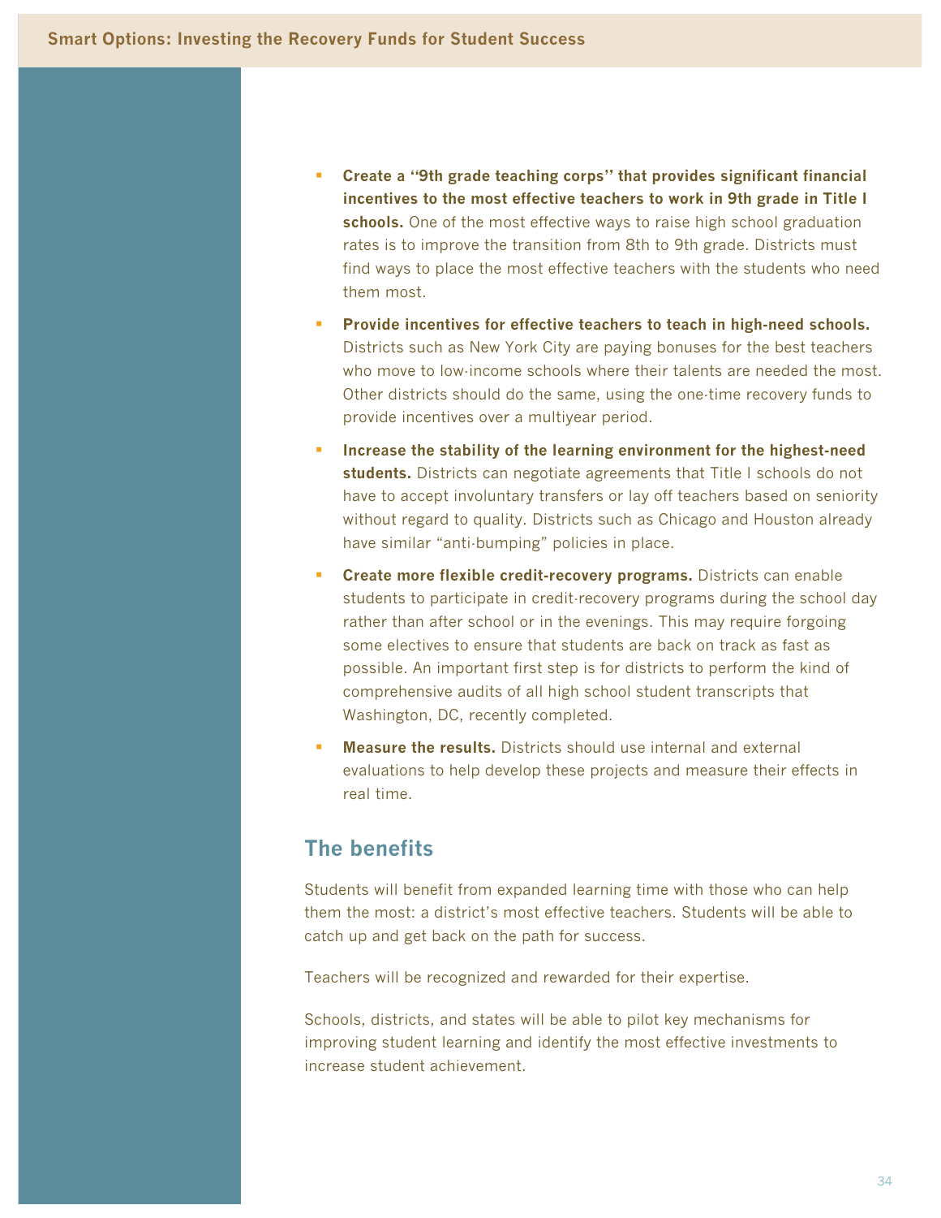- **Create a ''9th grade teaching corps'' that provides significant financial incentives to the most effective teachers to work in 9th grade in Title I schools.** One of the most effective ways to raise high school graduation rates is to improve the transition from 8th to 9th grade. Districts must find ways to place the most effective teachers with the students who need them most.
- **Provide incentives for effective teachers to teach in high-need schools.** Districts such as New York City are paying bonuses for the best teachers who move to low-income schools where their talents are needed the most. Other districts should do the same, using the one-time recovery funds to provide incentives over a multiyear period.
- **Increase the stability of the learning environment for the highest-need students.** Districts can negotiate agreements that Title I schools do not have to accept involuntary transfers or lay off teachers based on seniority without regard to quality. Districts such as Chicago and Houston already have similar "anti-bumping" policies in place.
- **Create more flexible credit-recovery programs.** Districts can enable students to participate in credit-recovery programs during the school day rather than after school or in the evenings. This may require forgoing some electives to ensure that students are back on track as fast as possible. An important first step is for districts to perform the kind of comprehensive audits of all high school student transcripts that Washington, DC, recently completed.
- **Measure the results.** Districts should use internal and external evaluations to help develop these projects and measure their effects in real time.

## The benefits

Students will benefit from expanded learning time with those who can help them the most: a district's most effective teachers. Students will be able to catch up and get back on the path for success.

Teachers will be recognized and rewarded for their expertise.

Schools, districts, and states will be able to pilot key mechanisms for improving student learning and identify the most effective investments to increase student achievement.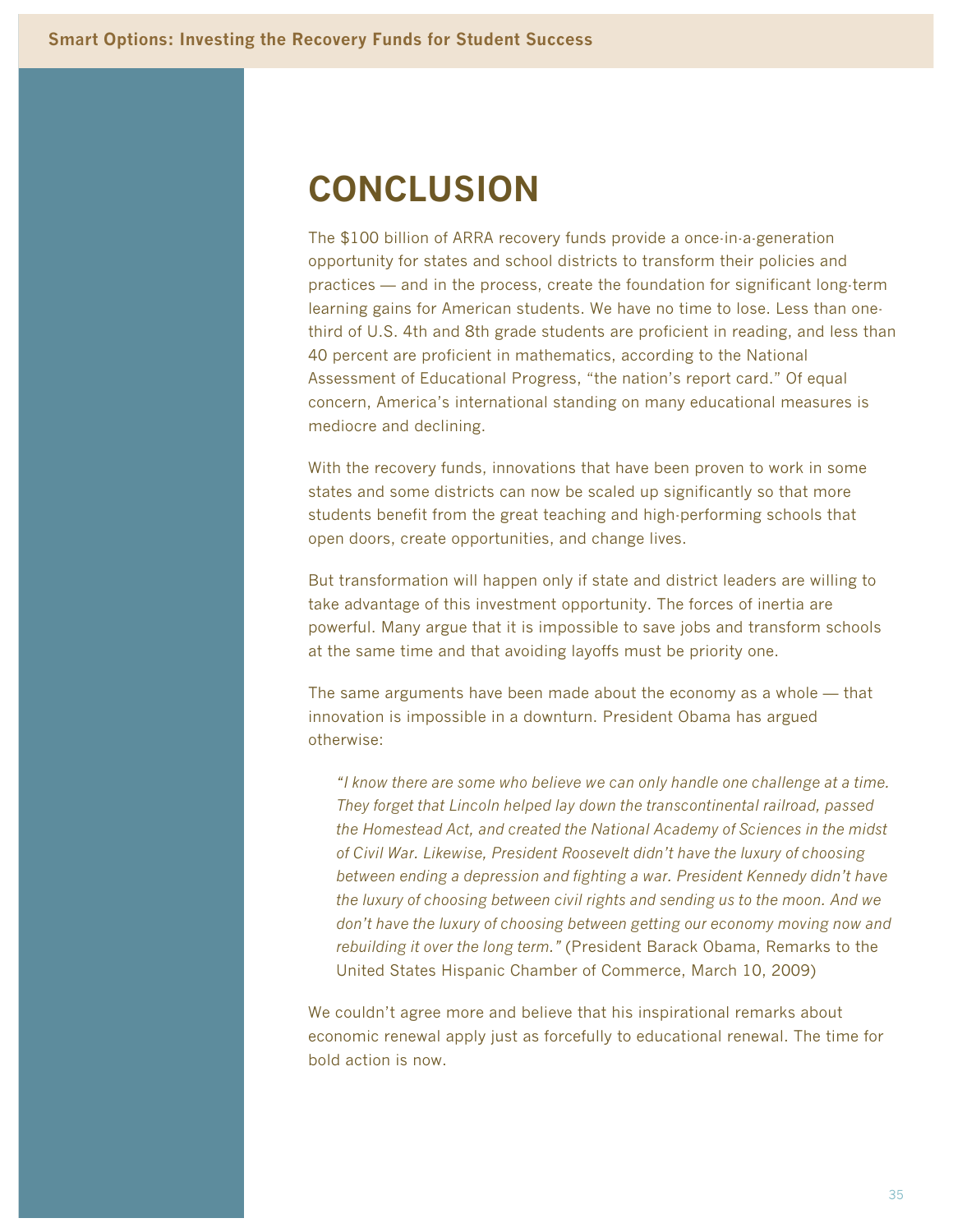# CONCLUSION

The $100 billion of ARRA recovery funds provide a once-in-a-generation opportunity for states and school districts to transform their policies and practices — and in the process, create the foundation for significant long-term learning gains for American students. We have no time to lose. Less than one-third of U.S. 4th and 8th grade students are proficient in reading, and less than 40 percent are proficient in mathematics, according to the National Assessment of Educational Progress, "the nation's report card." Of equal concern, America's international standing on many educational measures is mediocre and declining.

With the recovery funds, innovations that have been proven to work in some states and some districts can now be scaled up significantly so that more students benefit from the great teaching and high-performing schools that open doors, create opportunities, and change lives.

But transformation will happen only if state and district leaders are willing to take advantage of this investment opportunity. The forces of inertia are powerful. Many argue that it is impossible to save jobs and transform schools at the same time and that avoiding layoffs must be priority one.

The same arguments have been made about the economy as a whole — that innovation is impossible in a downturn. President Obama has argued otherwise:

> *"I know there are some who believe we can only handle one challenge at a time. They forget that Lincoln helped lay down the transcontinental railroad, passed the Homestead Act, and created the National Academy of Sciences in the midst of Civil War. Likewise, President Roosevelt didn't have the luxury of choosing between ending a depression and fighting a war. President Kennedy didn't have the luxury of choosing between civil rights and sending us to the moon. And we don't have the luxury of choosing between getting our economy moving now and rebuilding it over the long term."* (President Barack Obama, Remarks to the United States Hispanic Chamber of Commerce, March 10, 2009)

We couldn't agree more and believe that his inspirational remarks about economic renewal apply just as forcefully to educational renewal. The time for bold action is now.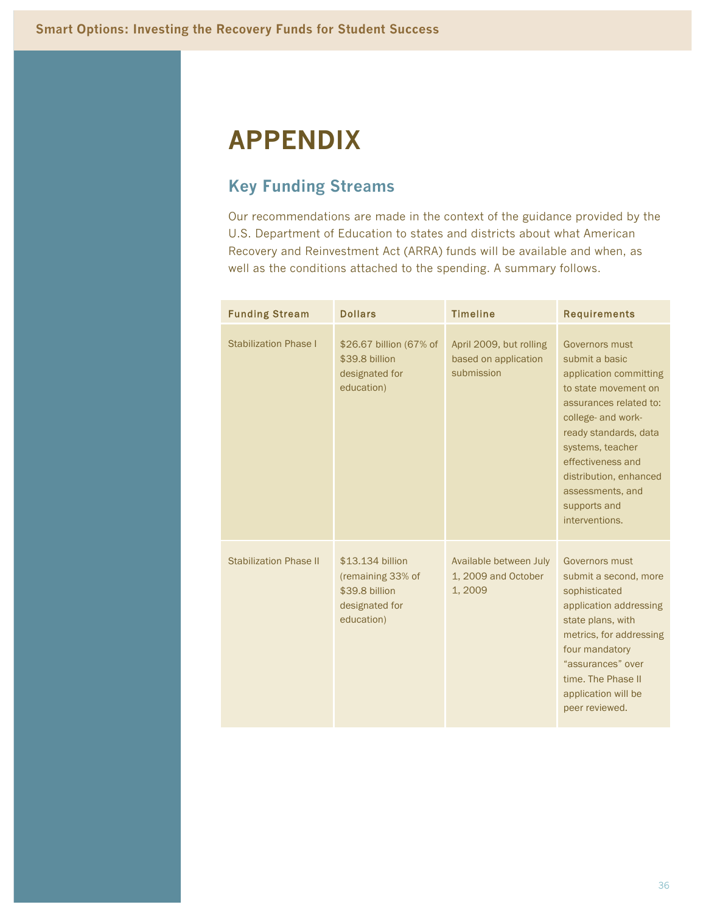# APPENDIX

## Key Funding Streams

Our recommendations are made in the context of the guidance provided by the U.S. Department of Education to states and districts about what American Recovery and Reinvestment Act (ARRA) funds will be available and when, as well as the conditions attached to the spending. A summary follows.

| Funding Stream | Dollars | Timeline | Requirements |
|---|---|---|---|
| Stabilization Phase I | $26.67 billion (67% of $39.8 billion designated for education) | April 2009, but rolling based on application submission | Governors must submit a basic application committing to state movement on assurances related to: college- and work-ready standards, data systems, teacher effectiveness and distribution, enhanced assessments, and supports and interventions. |
| Stabilization Phase II | $13.134 billion (remaining 33% of $39.8 billion designated for education) | Available between July 1, 2009 and October 1, 2009 | Governors must submit a second, more sophisticated application addressing state plans, with metrics, for addressing four mandatory "assurances" over time. The Phase II application will be peer reviewed. |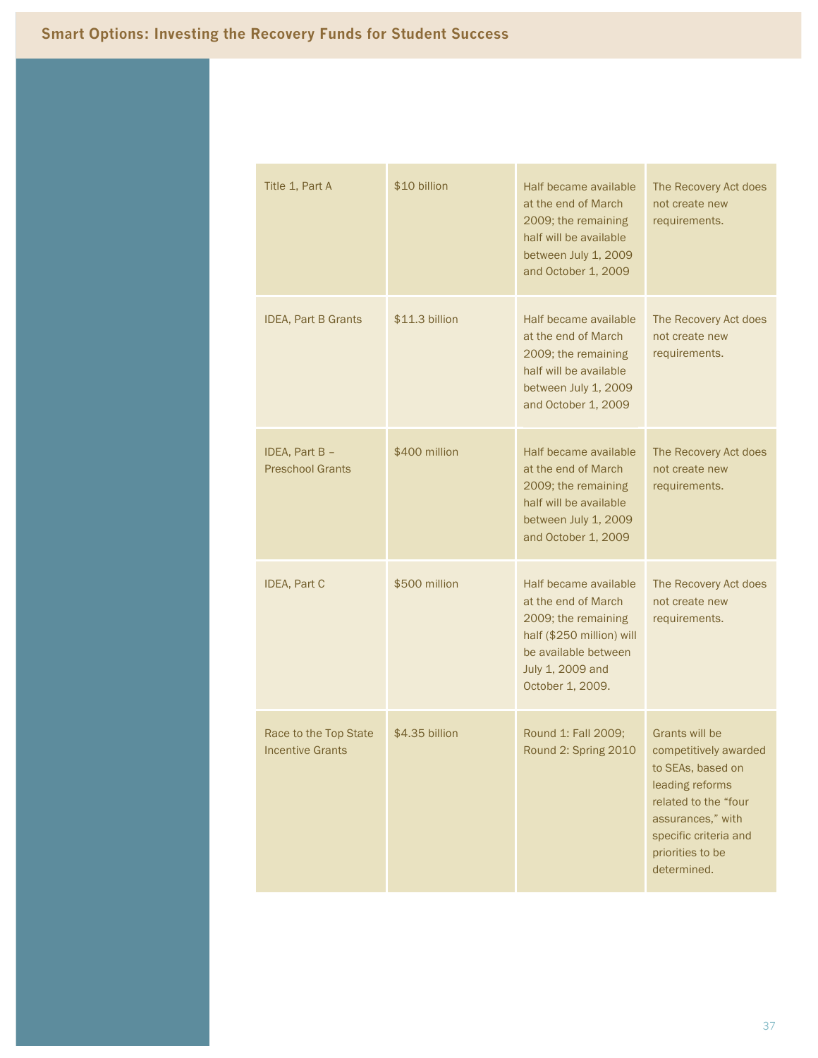| | | | |
|---|---|---|---|
| Title 1, Part A | $10 billion | Half became available at the end of March 2009; the remaining half will be available between July 1, 2009 and October 1, 2009 | The Recovery Act does not create new requirements. |
| IDEA, Part B Grants | $11.3 billion | Half became available at the end of March 2009; the remaining half will be available between July 1, 2009 and October 1, 2009 | The Recovery Act does not create new requirements. |
| IDEA, Part B – Preschool Grants | $400 million | Half became available at the end of March 2009; the remaining half will be available between July 1, 2009 and October 1, 2009 | The Recovery Act does not create new requirements. |
| IDEA, Part C | $500 million | Half became available at the end of March 2009; the remaining half ($250 million) will be available between July 1, 2009 and October 1, 2009. | The Recovery Act does not create new requirements. |
| Race to the Top State Incentive Grants | $4.35 billion | Round 1: Fall 2009; Round 2: Spring 2010 | Grants will be competitively awarded to SEAs, based on leading reforms related to the "four assurances," with specific criteria and priorities to be determined. |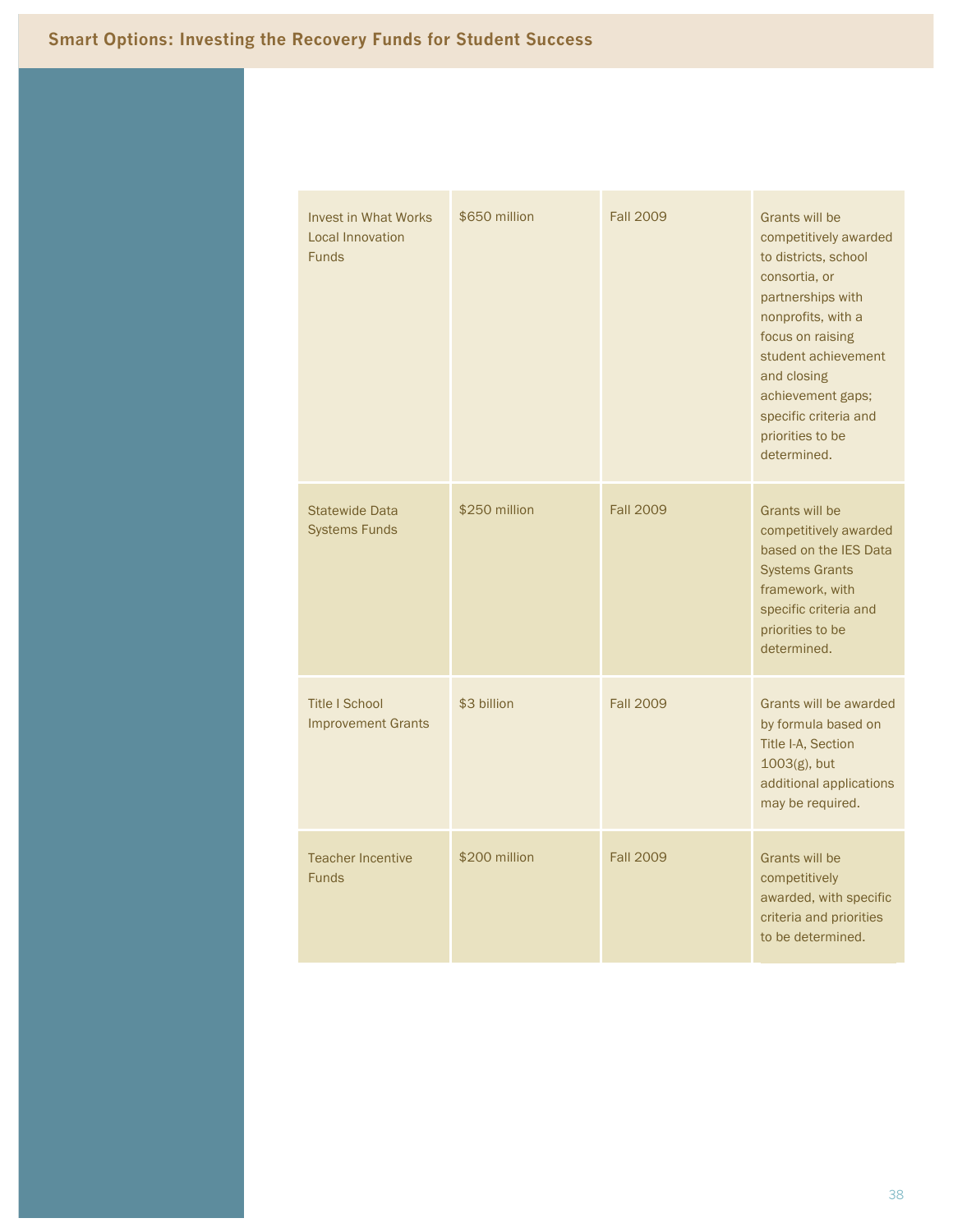| | | | |
|---|---|---|---|
| Invest in What Works Local Innovation Funds | $650 million | Fall 2009 | Grants will be competitively awarded to districts, school consortia, or partnerships with nonprofits, with a focus on raising student achievement and closing achievement gaps; specific criteria and priorities to be determined. |
| Statewide Data Systems Funds | $250 million | Fall 2009 | Grants will be competitively awarded based on the IES Data Systems Grants framework, with specific criteria and priorities to be determined. |
| Title I School Improvement Grants | $3 billion | Fall 2009 | Grants will be awarded by formula based on Title I-A, Section 1003(g), but additional applications may be required. |
| Teacher Incentive Funds | $200 million | Fall 2009 | Grants will be competitively awarded, with specific criteria and priorities to be determined. |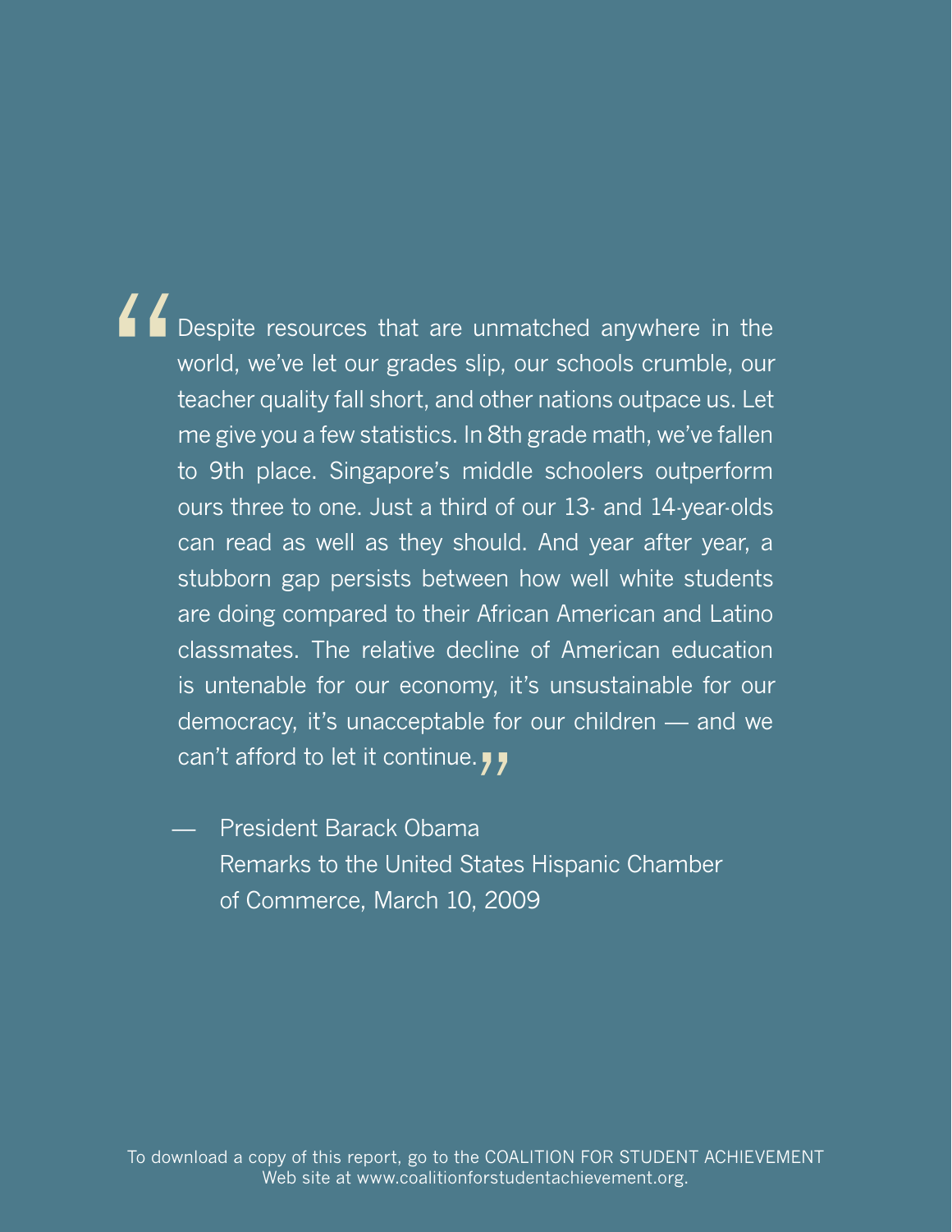> "Despite resources that are unmatched anywhere in the world, we've let our grades slip, our schools crumble, our teacher quality fall short, and other nations outpace us. Let me give you a few statistics. In 8th grade math, we've fallen to 9th place. Singapore's middle schoolers outperform ours three to one. Just a third of our 13- and 14-year-olds can read as well as they should. And year after year, a stubborn gap persists between how well white students are doing compared to their African American and Latino classmates. The relative decline of American education is untenable for our economy, it's unsustainable for our democracy, it's unacceptable for our children — and we can't afford to let it continue."
>
> — President Barack Obama
> Remarks to the United States Hispanic Chamber of Commerce, March 10, 2009

To download a copy of this report, go to the COALITION FOR STUDENT ACHIEVEMENT Web site at www.coalitionforstudentachievement.org.